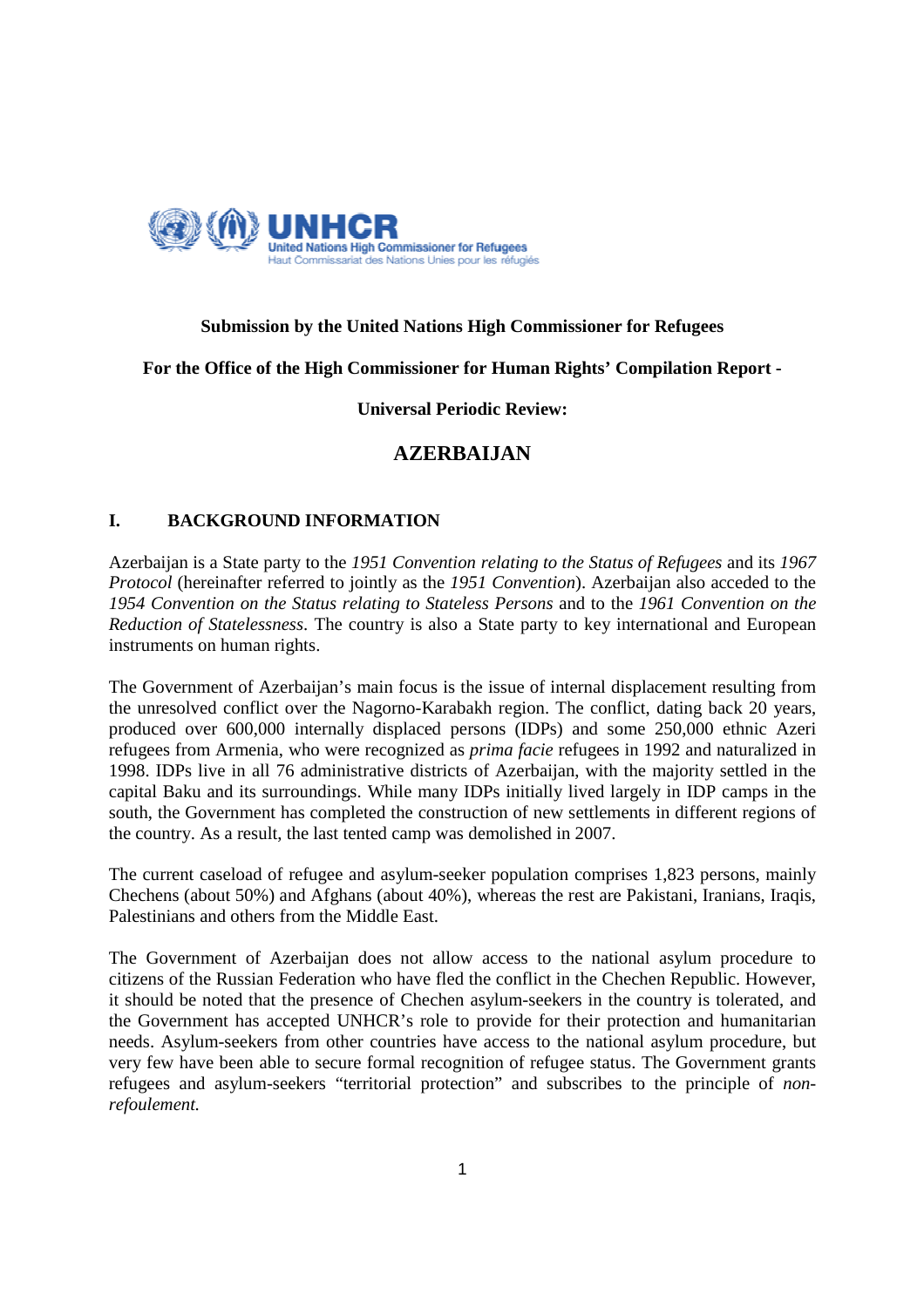**Submission by the United Nations High Commissioner for Refugees**

**For the Office of the High Commissioner for Human Rights' Compilation Report -**

**Universal Periodic Review:**

# AZERBAIJAN

## I. BACKGROUND INFORMATION

Azerbaijan is a State party to the *1951 Convention relating to the Status of Refugees* and its *1967 Protocol* (hereinafter referred to jointly as the *1951 Convention*). Azerbaijan also acceded to the *1954 Convention on the Status relating to Stateless Persons* and to the *1961 Convention on the Reduction of Statelessness*. The country is also a State party to key international and European instruments on human rights.

The Government of Azerbaijan's main focus is the issue of internal displacement resulting from the unresolved conflict over the Nagorno-Karabakh region. The conflict, dating back 20 years, produced over 600,000 internally displaced persons (IDPs) and some 250,000 ethnic Azeri refugees from Armenia, who were recognized as *prima facie* refugees in 1992 and naturalized in 1998. IDPs live in all 76 administrative districts of Azerbaijan, with the majority settled in the capital Baku and its surroundings. While many IDPs initially lived largely in IDP camps in the south, the Government has completed the construction of new settlements in different regions of the country. As a result, the last tented camp was demolished in 2007.

The current caseload of refugee and asylum-seeker population comprises 1,823 persons, mainly Chechens (about 50%) and Afghans (about 40%), whereas the rest are Pakistani, Iranians, Iraqis, Palestinians and others from the Middle East.

The Government of Azerbaijan does not allow access to the national asylum procedure to citizens of the Russian Federation who have fled the conflict in the Chechen Republic. However, it should be noted that the presence of Chechen asylum-seekers in the country is tolerated, and the Government has accepted UNHCR's role to provide for their protection and humanitarian needs. Asylum-seekers from other countries have access to the national asylum procedure, but very few have been able to secure formal recognition of refugee status. The Government grants refugees and asylum-seekers "territorial protection" and subscribes to the principle of *non-refoulement.*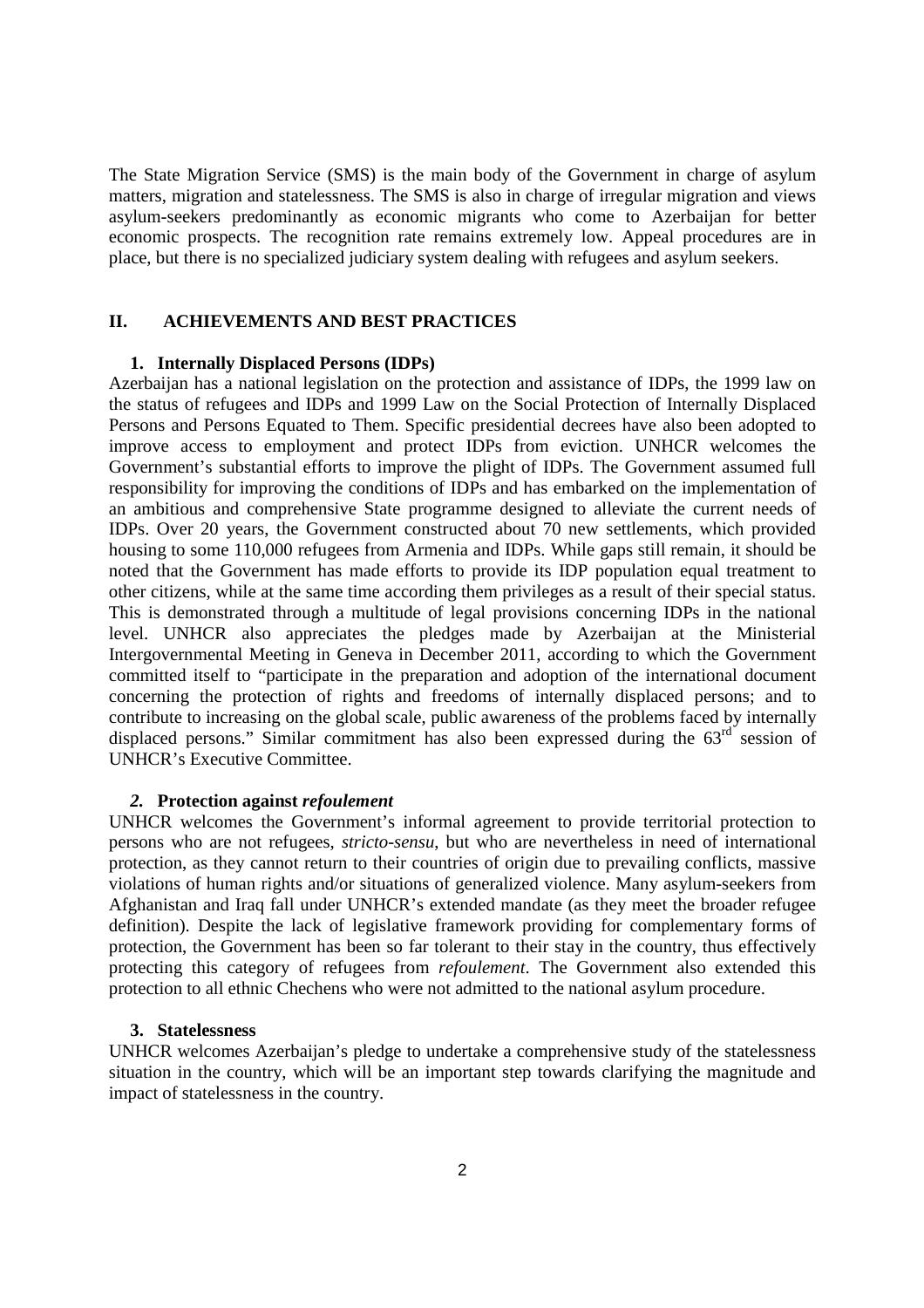The State Migration Service (SMS) is the main body of the Government in charge of asylum matters, migration and statelessness. The SMS is also in charge of irregular migration and views asylum-seekers predominantly as economic migrants who come to Azerbaijan for better economic prospects. The recognition rate remains extremely low. Appeal procedures are in place, but there is no specialized judiciary system dealing with refugees and asylum seekers.

## II. ACHIEVEMENTS AND BEST PRACTICES

### 1. Internally Displaced Persons (IDPs)

Azerbaijan has a national legislation on the protection and assistance of IDPs, the 1999 law on the status of refugees and IDPs and 1999 Law on the Social Protection of Internally Displaced Persons and Persons Equated to Them. Specific presidential decrees have also been adopted to improve access to employment and protect IDPs from eviction. UNHCR welcomes the Government's substantial efforts to improve the plight of IDPs. The Government assumed full responsibility for improving the conditions of IDPs and has embarked on the implementation of an ambitious and comprehensive State programme designed to alleviate the current needs of IDPs. Over 20 years, the Government constructed about 70 new settlements, which provided housing to some 110,000 refugees from Armenia and IDPs. While gaps still remain, it should be noted that the Government has made efforts to provide its IDP population equal treatment to other citizens, while at the same time according them privileges as a result of their special status. This is demonstrated through a multitude of legal provisions concerning IDPs in the national level. UNHCR also appreciates the pledges made by Azerbaijan at the Ministerial Intergovernmental Meeting in Geneva in December 2011, according to which the Government committed itself to "participate in the preparation and adoption of the international document concerning the protection of rights and freedoms of internally displaced persons; and to contribute to increasing on the global scale, public awareness of the problems faced by internally displaced persons." Similar commitment has also been expressed during the 63rd session of UNHCR's Executive Committee.

### *2.* Protection against *refoulement*

UNHCR welcomes the Government's informal agreement to provide territorial protection to persons who are not refugees, *stricto-sensu*, but who are nevertheless in need of international protection, as they cannot return to their countries of origin due to prevailing conflicts, massive violations of human rights and/or situations of generalized violence. Many asylum-seekers from Afghanistan and Iraq fall under UNHCR's extended mandate (as they meet the broader refugee definition). Despite the lack of legislative framework providing for complementary forms of protection, the Government has been so far tolerant to their stay in the country, thus effectively protecting this category of refugees from *refoulement*. The Government also extended this protection to all ethnic Chechens who were not admitted to the national asylum procedure.

### 3. Statelessness

UNHCR welcomes Azerbaijan's pledge to undertake a comprehensive study of the statelessness situation in the country, which will be an important step towards clarifying the magnitude and impact of statelessness in the country.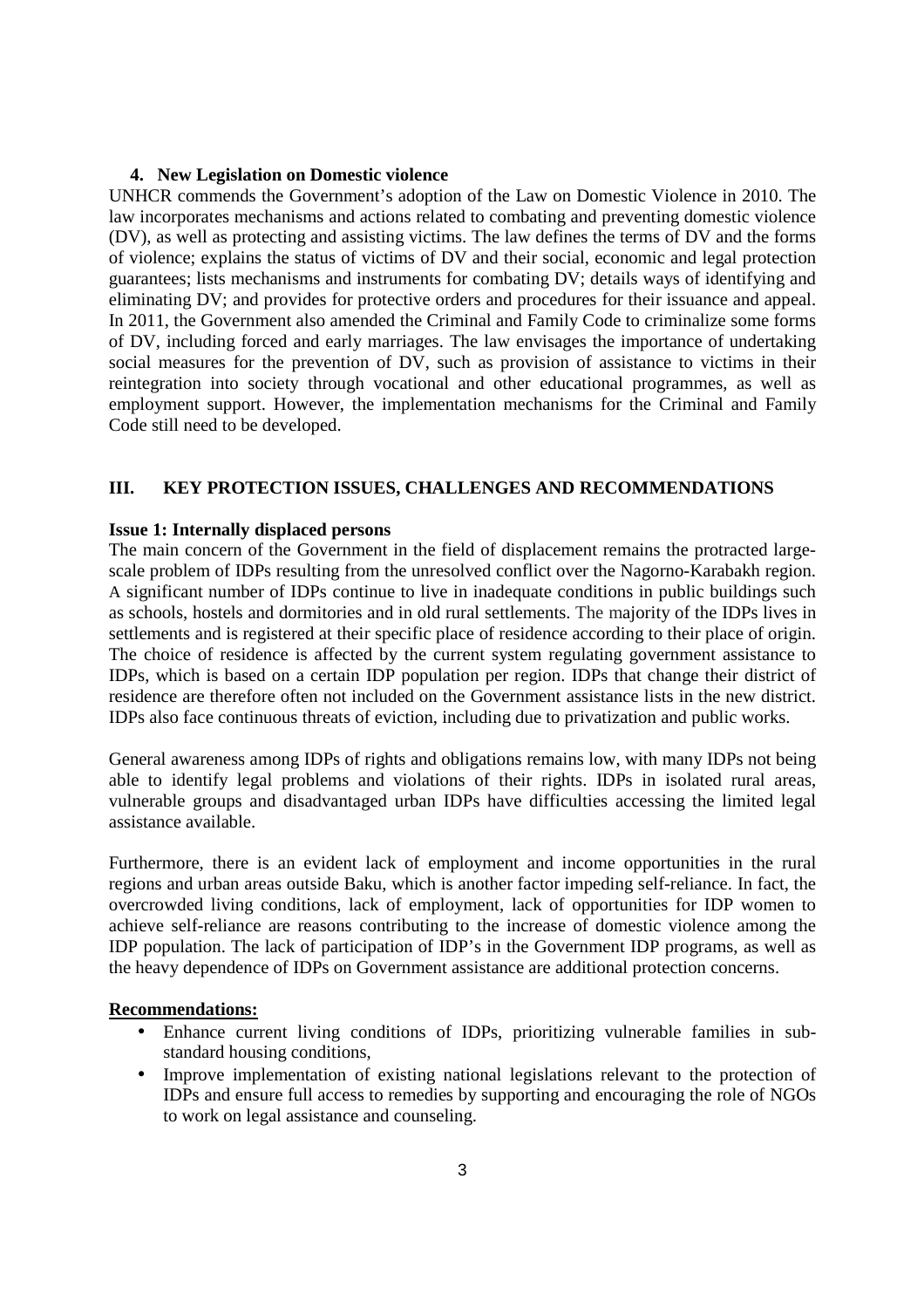### 4. New Legislation on Domestic violence

UNHCR commends the Government's adoption of the Law on Domestic Violence in 2010. The law incorporates mechanisms and actions related to combating and preventing domestic violence (DV), as well as protecting and assisting victims. The law defines the terms of DV and the forms of violence; explains the status of victims of DV and their social, economic and legal protection guarantees; lists mechanisms and instruments for combating DV; details ways of identifying and eliminating DV; and provides for protective orders and procedures for their issuance and appeal. In 2011, the Government also amended the Criminal and Family Code to criminalize some forms of DV, including forced and early marriages. The law envisages the importance of undertaking social measures for the prevention of DV, such as provision of assistance to victims in their reintegration into society through vocational and other educational programmes, as well as employment support. However, the implementation mechanisms for the Criminal and Family Code still need to be developed.

## III. KEY PROTECTION ISSUES, CHALLENGES AND RECOMMENDATIONS

**Issue 1: Internally displaced persons**

The main concern of the Government in the field of displacement remains the protracted large-scale problem of IDPs resulting from the unresolved conflict over the Nagorno-Karabakh region. A significant number of IDPs continue to live in inadequate conditions in public buildings such as schools, hostels and dormitories and in old rural settlements. The majority of the IDPs lives in settlements and is registered at their specific place of residence according to their place of origin. The choice of residence is affected by the current system regulating government assistance to IDPs, which is based on a certain IDP population per region. IDPs that change their district of residence are therefore often not included on the Government assistance lists in the new district. IDPs also face continuous threats of eviction, including due to privatization and public works.

General awareness among IDPs of rights and obligations remains low, with many IDPs not being able to identify legal problems and violations of their rights. IDPs in isolated rural areas, vulnerable groups and disadvantaged urban IDPs have difficulties accessing the limited legal assistance available.

Furthermore, there is an evident lack of employment and income opportunities in the rural regions and urban areas outside Baku, which is another factor impeding self-reliance. In fact, the overcrowded living conditions, lack of employment, lack of opportunities for IDP women to achieve self-reliance are reasons contributing to the increase of domestic violence among the IDP population. The lack of participation of IDP's in the Government IDP programs, as well as the heavy dependence of IDPs on Government assistance are additional protection concerns.

**Recommendations:**

- Enhance current living conditions of IDPs, prioritizing vulnerable families in sub-standard housing conditions,
- Improve implementation of existing national legislations relevant to the protection of IDPs and ensure full access to remedies by supporting and encouraging the role of NGOs to work on legal assistance and counseling.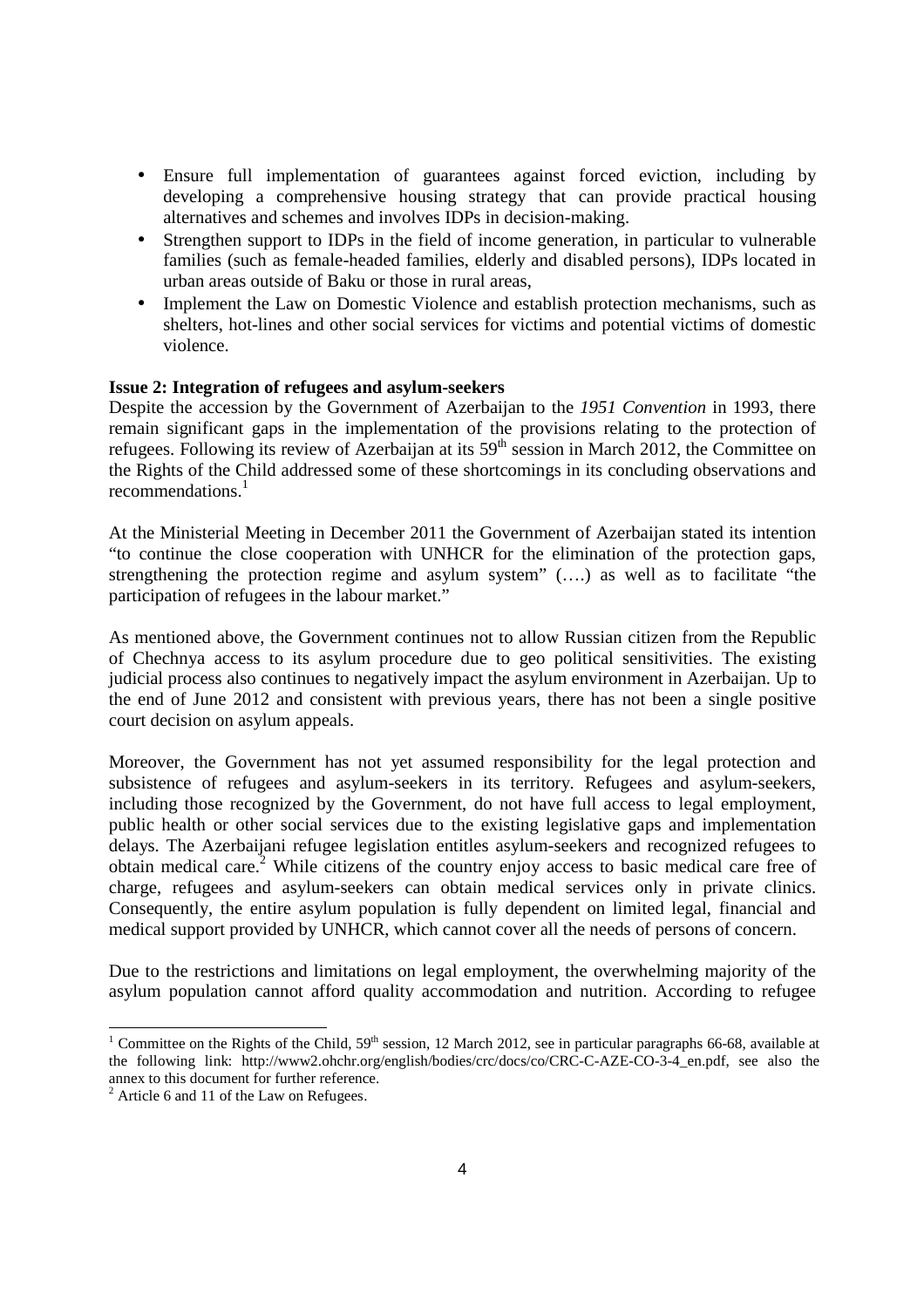- Ensure full implementation of guarantees against forced eviction, including by developing a comprehensive housing strategy that can provide practical housing alternatives and schemes and involves IDPs in decision-making.
- Strengthen support to IDPs in the field of income generation, in particular to vulnerable families (such as female-headed families, elderly and disabled persons), IDPs located in urban areas outside of Baku or those in rural areas,
- Implement the Law on Domestic Violence and establish protection mechanisms, such as shelters, hot-lines and other social services for victims and potential victims of domestic violence.

**Issue 2: Integration of refugees and asylum-seekers**

Despite the accession by the Government of Azerbaijan to the *1951 Convention* in 1993, there remain significant gaps in the implementation of the provisions relating to the protection of refugees. Following its review of Azerbaijan at its 59th session in March 2012, the Committee on the Rights of the Child addressed some of these shortcomings in its concluding observations and recommendations.[1]

At the Ministerial Meeting in December 2011 the Government of Azerbaijan stated its intention "to continue the close cooperation with UNHCR for the elimination of the protection gaps, strengthening the protection regime and asylum system" (….) as well as to facilitate "the participation of refugees in the labour market."

As mentioned above, the Government continues not to allow Russian citizen from the Republic of Chechnya access to its asylum procedure due to geo political sensitivities. The existing judicial process also continues to negatively impact the asylum environment in Azerbaijan. Up to the end of June 2012 and consistent with previous years, there has not been a single positive court decision on asylum appeals.

Moreover, the Government has not yet assumed responsibility for the legal protection and subsistence of refugees and asylum-seekers in its territory. Refugees and asylum-seekers, including those recognized by the Government, do not have full access to legal employment, public health or other social services due to the existing legislative gaps and implementation delays. The Azerbaijani refugee legislation entitles asylum-seekers and recognized refugees to obtain medical care.[2] While citizens of the country enjoy access to basic medical care free of charge, refugees and asylum-seekers can obtain medical services only in private clinics. Consequently, the entire asylum population is fully dependent on limited legal, financial and medical support provided by UNHCR, which cannot cover all the needs of persons of concern.

Due to the restrictions and limitations on legal employment, the overwhelming majority of the asylum population cannot afford quality accommodation and nutrition. According to refugee

---

[1] Committee on the Rights of the Child, 59th session, 12 March 2012, see in particular paragraphs 66-68, available at the following link: http://www2.ohchr.org/english/bodies/crc/docs/co/CRC-C-AZE-CO-3-4_en.pdf, see also the annex to this document for further reference.

[2] Article 6 and 11 of the Law on Refugees.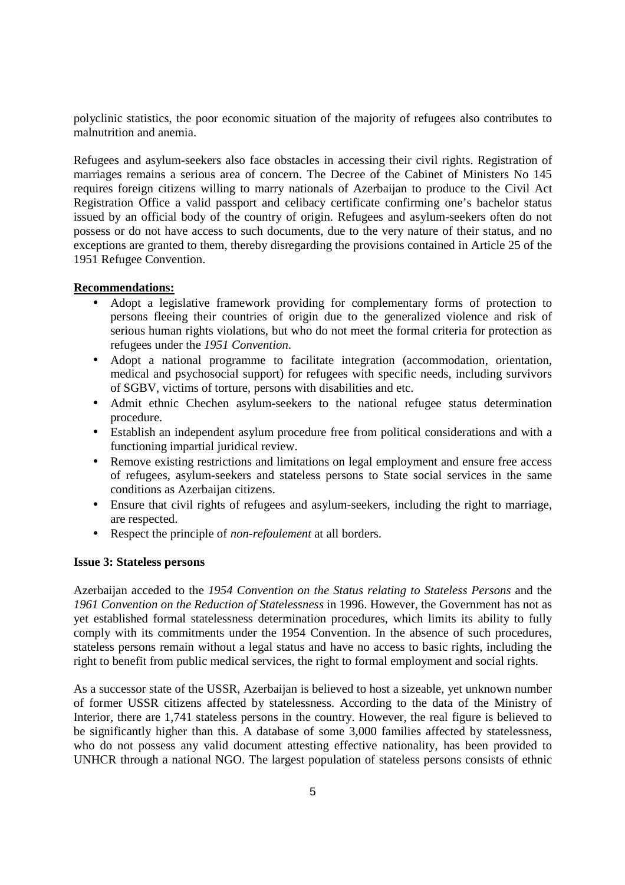polyclinic statistics, the poor economic situation of the majority of refugees also contributes to malnutrition and anemia.

Refugees and asylum-seekers also face obstacles in accessing their civil rights. Registration of marriages remains a serious area of concern. The Decree of the Cabinet of Ministers No 145 requires foreign citizens willing to marry nationals of Azerbaijan to produce to the Civil Act Registration Office a valid passport and celibacy certificate confirming one's bachelor status issued by an official body of the country of origin. Refugees and asylum-seekers often do not possess or do not have access to such documents, due to the very nature of their status, and no exceptions are granted to them, thereby disregarding the provisions contained in Article 25 of the 1951 Refugee Convention.

**Recommendations:**

- Adopt a legislative framework providing for complementary forms of protection to persons fleeing their countries of origin due to the generalized violence and risk of serious human rights violations, but who do not meet the formal criteria for protection as refugees under the *1951 Convention*.
- Adopt a national programme to facilitate integration (accommodation, orientation, medical and psychosocial support) for refugees with specific needs, including survivors of SGBV, victims of torture, persons with disabilities and etc.
- Admit ethnic Chechen asylum-seekers to the national refugee status determination procedure.
- Establish an independent asylum procedure free from political considerations and with a functioning impartial juridical review.
- Remove existing restrictions and limitations on legal employment and ensure free access of refugees, asylum-seekers and stateless persons to State social services in the same conditions as Azerbaijan citizens.
- Ensure that civil rights of refugees and asylum-seekers, including the right to marriage, are respected.
- Respect the principle of *non-refoulement* at all borders.

**Issue 3: Stateless persons**

Azerbaijan acceded to the *1954 Convention on the Status relating to Stateless Persons* and the *1961 Convention on the Reduction of Statelessness* in 1996. However, the Government has not as yet established formal statelessness determination procedures, which limits its ability to fully comply with its commitments under the 1954 Convention. In the absence of such procedures, stateless persons remain without a legal status and have no access to basic rights, including the right to benefit from public medical services, the right to formal employment and social rights.

As a successor state of the USSR, Azerbaijan is believed to host a sizeable, yet unknown number of former USSR citizens affected by statelessness. According to the data of the Ministry of Interior, there are 1,741 stateless persons in the country. However, the real figure is believed to be significantly higher than this. A database of some 3,000 families affected by statelessness, who do not possess any valid document attesting effective nationality, has been provided to UNHCR through a national NGO. The largest population of stateless persons consists of ethnic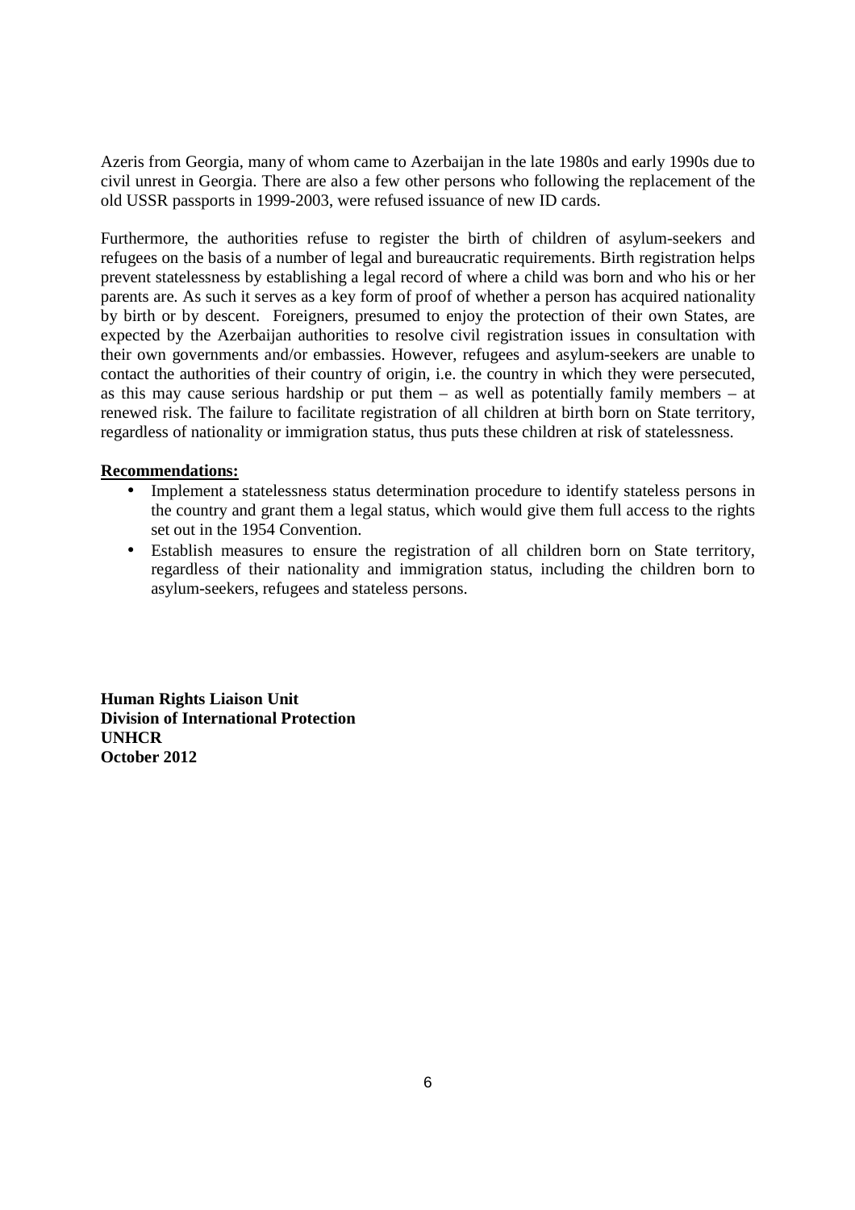Azeris from Georgia, many of whom came to Azerbaijan in the late 1980s and early 1990s due to civil unrest in Georgia. There are also a few other persons who following the replacement of the old USSR passports in 1999-2003, were refused issuance of new ID cards.

Furthermore, the authorities refuse to register the birth of children of asylum-seekers and refugees on the basis of a number of legal and bureaucratic requirements. Birth registration helps prevent statelessness by establishing a legal record of where a child was born and who his or her parents are. As such it serves as a key form of proof of whether a person has acquired nationality by birth or by descent. Foreigners, presumed to enjoy the protection of their own States, are expected by the Azerbaijan authorities to resolve civil registration issues in consultation with their own governments and/or embassies. However, refugees and asylum-seekers are unable to contact the authorities of their country of origin, i.e. the country in which they were persecuted, as this may cause serious hardship or put them – as well as potentially family members – at renewed risk. The failure to facilitate registration of all children at birth born on State territory, regardless of nationality or immigration status, thus puts these children at risk of statelessness.

**Recommendations:**

- Implement a statelessness status determination procedure to identify stateless persons in the country and grant them a legal status, which would give them full access to the rights set out in the 1954 Convention.
- Establish measures to ensure the registration of all children born on State territory, regardless of their nationality and immigration status, including the children born to asylum-seekers, refugees and stateless persons.

**Human Rights Liaison Unit**
**Division of International Protection**
**UNHCR**
**October 2012**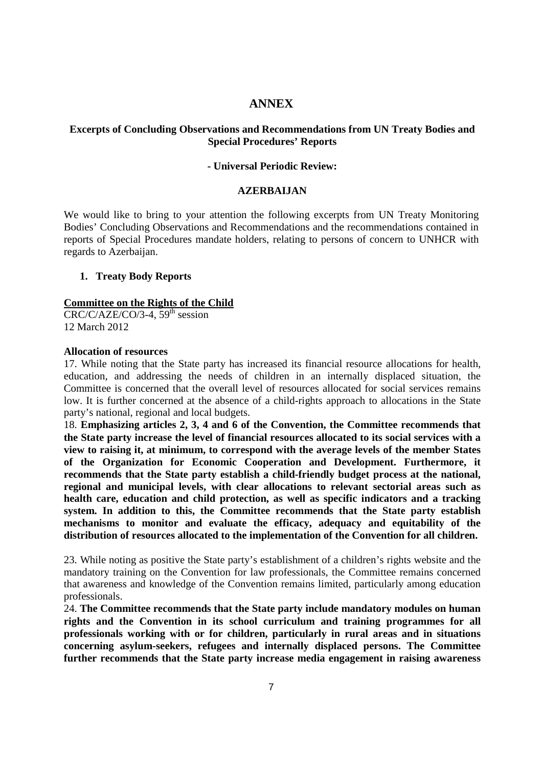# ANNEX

## Excerpts of Concluding Observations and Recommendations from UN Treaty Bodies and Special Procedures' Reports

### - Universal Periodic Review:

### AZERBAIJAN

We would like to bring to your attention the following excerpts from UN Treaty Monitoring Bodies' Concluding Observations and Recommendations and the recommendations contained in reports of Special Procedures mandate holders, relating to persons of concern to UNHCR with regards to Azerbaijan.

**1. Treaty Body Reports**

**Committee on the Rights of the Child**
CRC/C/AZE/CO/3-4, 59th session
12 March 2012

**Allocation of resources**

17. While noting that the State party has increased its financial resource allocations for health, education, and addressing the needs of children in an internally displaced situation, the Committee is concerned that the overall level of resources allocated for social services remains low. It is further concerned at the absence of a child-rights approach to allocations in the State party's national, regional and local budgets.

18. **Emphasizing articles 2, 3, 4 and 6 of the Convention, the Committee recommends that the State party increase the level of financial resources allocated to its social services with a view to raising it, at minimum, to correspond with the average levels of the member States of the Organization for Economic Cooperation and Development. Furthermore, it recommends that the State party establish a child-friendly budget process at the national, regional and municipal levels, with clear allocations to relevant sectorial areas such as health care, education and child protection, as well as specific indicators and a tracking system. In addition to this, the Committee recommends that the State party establish mechanisms to monitor and evaluate the efficacy, adequacy and equitability of the distribution of resources allocated to the implementation of the Convention for all children.**

23. While noting as positive the State party's establishment of a children's rights website and the mandatory training on the Convention for law professionals, the Committee remains concerned that awareness and knowledge of the Convention remains limited, particularly among education professionals.

24. **The Committee recommends that the State party include mandatory modules on human rights and the Convention in its school curriculum and training programmes for all professionals working with or for children, particularly in rural areas and in situations concerning asylum-seekers, refugees and internally displaced persons. The Committee further recommends that the State party increase media engagement in raising awareness**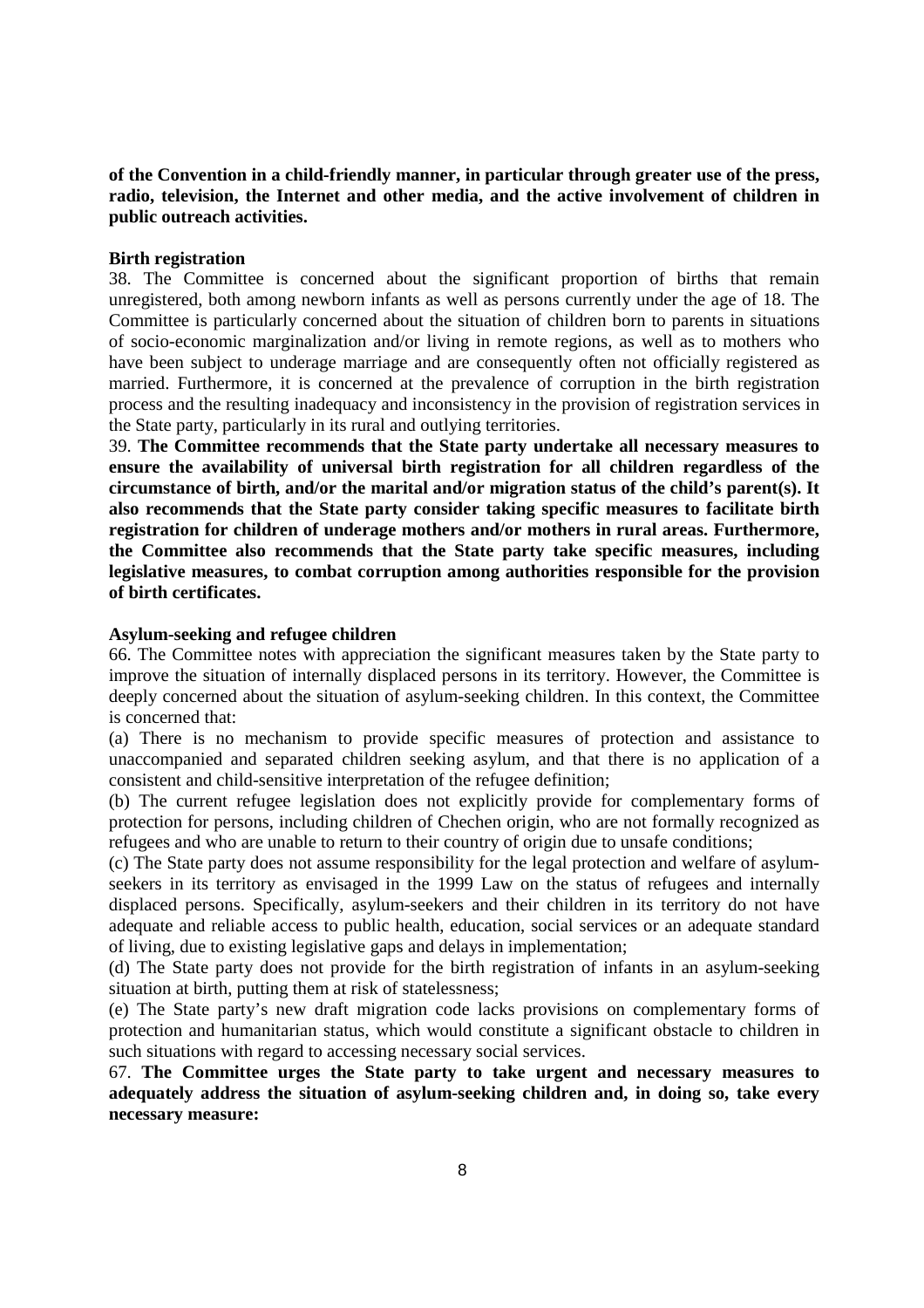**of the Convention in a child-friendly manner, in particular through greater use of the press, radio, television, the Internet and other media, and the active involvement of children in public outreach activities.**

**Birth registration**

38. The Committee is concerned about the significant proportion of births that remain unregistered, both among newborn infants as well as persons currently under the age of 18. The Committee is particularly concerned about the situation of children born to parents in situations of socio-economic marginalization and/or living in remote regions, as well as to mothers who have been subject to underage marriage and are consequently often not officially registered as married. Furthermore, it is concerned at the prevalence of corruption in the birth registration process and the resulting inadequacy and inconsistency in the provision of registration services in the State party, particularly in its rural and outlying territories.

39. **The Committee recommends that the State party undertake all necessary measures to ensure the availability of universal birth registration for all children regardless of the circumstance of birth, and/or the marital and/or migration status of the child's parent(s). It also recommends that the State party consider taking specific measures to facilitate birth registration for children of underage mothers and/or mothers in rural areas. Furthermore, the Committee also recommends that the State party take specific measures, including legislative measures, to combat corruption among authorities responsible for the provision of birth certificates.**

**Asylum-seeking and refugee children**

66. The Committee notes with appreciation the significant measures taken by the State party to improve the situation of internally displaced persons in its territory. However, the Committee is deeply concerned about the situation of asylum-seeking children. In this context, the Committee is concerned that:

(a) There is no mechanism to provide specific measures of protection and assistance to unaccompanied and separated children seeking asylum, and that there is no application of a consistent and child-sensitive interpretation of the refugee definition;

(b) The current refugee legislation does not explicitly provide for complementary forms of protection for persons, including children of Chechen origin, who are not formally recognized as refugees and who are unable to return to their country of origin due to unsafe conditions;

(c) The State party does not assume responsibility for the legal protection and welfare of asylum-seekers in its territory as envisaged in the 1999 Law on the status of refugees and internally displaced persons. Specifically, asylum-seekers and their children in its territory do not have adequate and reliable access to public health, education, social services or an adequate standard of living, due to existing legislative gaps and delays in implementation;

(d) The State party does not provide for the birth registration of infants in an asylum-seeking situation at birth, putting them at risk of statelessness;

(e) The State party's new draft migration code lacks provisions on complementary forms of protection and humanitarian status, which would constitute a significant obstacle to children in such situations with regard to accessing necessary social services.

67. **The Committee urges the State party to take urgent and necessary measures to adequately address the situation of asylum-seeking children and, in doing so, take every necessary measure:**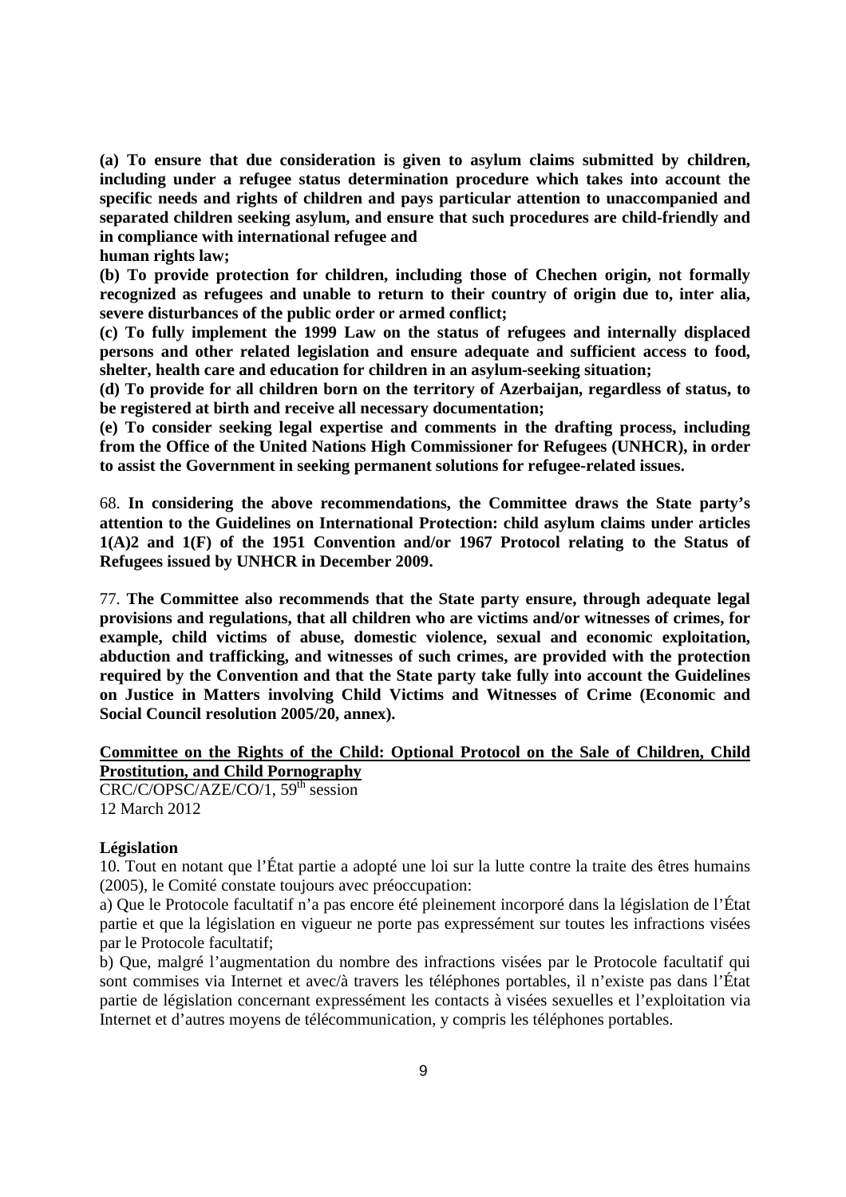**(a) To ensure that due consideration is given to asylum claims submitted by children, including under a refugee status determination procedure which takes into account the specific needs and rights of children and pays particular attention to unaccompanied and separated children seeking asylum, and ensure that such procedures are child-friendly and in compliance with international refugee and human rights law;**

**(b) To provide protection for children, including those of Chechen origin, not formally recognized as refugees and unable to return to their country of origin due to, inter alia, severe disturbances of the public order or armed conflict;**

**(c) To fully implement the 1999 Law on the status of refugees and internally displaced persons and other related legislation and ensure adequate and sufficient access to food, shelter, health care and education for children in an asylum-seeking situation;**

**(d) To provide for all children born on the territory of Azerbaijan, regardless of status, to be registered at birth and receive all necessary documentation;**

**(e) To consider seeking legal expertise and comments in the drafting process, including from the Office of the United Nations High Commissioner for Refugees (UNHCR), in order to assist the Government in seeking permanent solutions for refugee-related issues.**

68. **In considering the above recommendations, the Committee draws the State party's attention to the Guidelines on International Protection: child asylum claims under articles 1(A)2 and 1(F) of the 1951 Convention and/or 1967 Protocol relating to the Status of Refugees issued by UNHCR in December 2009.**

77. **The Committee also recommends that the State party ensure, through adequate legal provisions and regulations, that all children who are victims and/or witnesses of crimes, for example, child victims of abuse, domestic violence, sexual and economic exploitation, abduction and trafficking, and witnesses of such crimes, are provided with the protection required by the Convention and that the State party take fully into account the Guidelines on Justice in Matters involving Child Victims and Witnesses of Crime (Economic and Social Council resolution 2005/20, annex).**

**Committee on the Rights of the Child: Optional Protocol on the Sale of Children, Child Prostitution, and Child Pornography**
CRC/C/OPSC/AZE/CO/1, 59th session
12 March 2012

**Législation**

10. Tout en notant que l'État partie a adopté une loi sur la lutte contre la traite des êtres humains (2005), le Comité constate toujours avec préoccupation:

a) Que le Protocole facultatif n'a pas encore été pleinement incorporé dans la législation de l'État partie et que la législation en vigueur ne porte pas expressément sur toutes les infractions visées par le Protocole facultatif;

b) Que, malgré l'augmentation du nombre des infractions visées par le Protocole facultatif qui sont commises via Internet et avec/à travers les téléphones portables, il n'existe pas dans l'État partie de législation concernant expressément les contacts à visées sexuelles et l'exploitation via Internet et d'autres moyens de télécommunication, y compris les téléphones portables.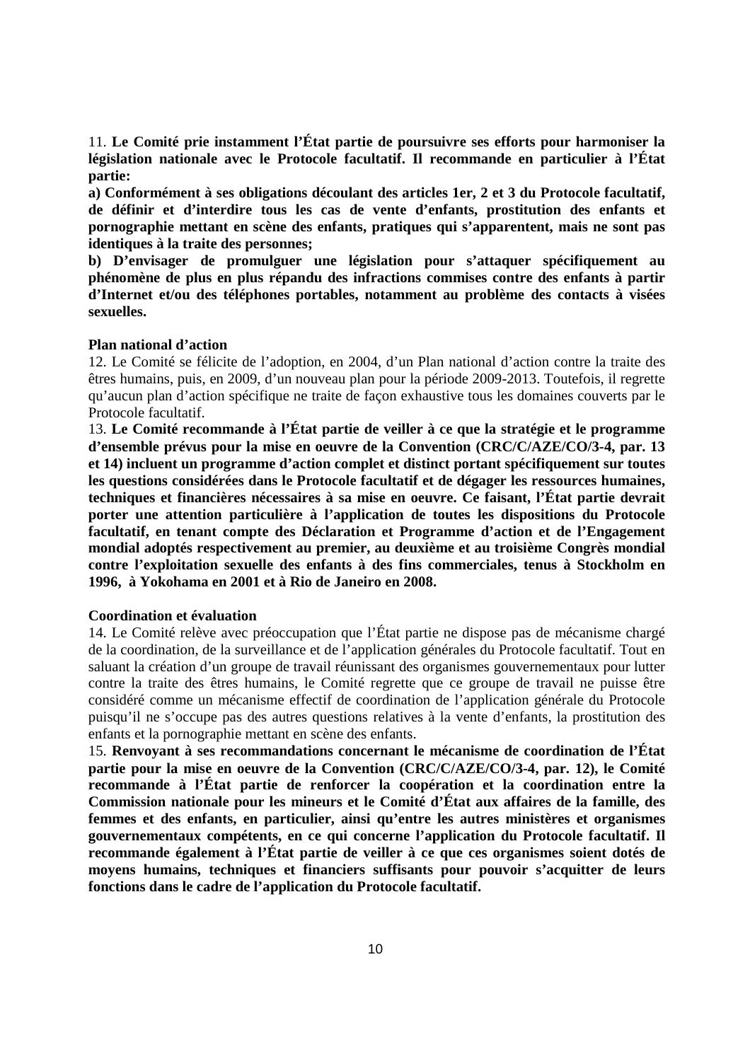11. **Le Comité prie instamment l'État partie de poursuivre ses efforts pour harmoniser la législation nationale avec le Protocole facultatif. Il recommande en particulier à l'État partie:**

**a) Conformément à ses obligations découlant des articles 1er, 2 et 3 du Protocole facultatif, de définir et d'interdire tous les cas de vente d'enfants, prostitution des enfants et pornographie mettant en scène des enfants, pratiques qui s'apparentent, mais ne sont pas identiques à la traite des personnes;**

**b) D'envisager de promulguer une législation pour s'attaquer spécifiquement au phénomène de plus en plus répandu des infractions commises contre des enfants à partir d'Internet et/ou des téléphones portables, notamment au problème des contacts à visées sexuelles.**

**Plan national d'action**

12. Le Comité se félicite de l'adoption, en 2004, d'un Plan national d'action contre la traite des êtres humains, puis, en 2009, d'un nouveau plan pour la période 2009-2013. Toutefois, il regrette qu'aucun plan d'action spécifique ne traite de façon exhaustive tous les domaines couverts par le Protocole facultatif.

13. **Le Comité recommande à l'État partie de veiller à ce que la stratégie et le programme d'ensemble prévus pour la mise en oeuvre de la Convention (CRC/C/AZE/CO/3-4, par. 13 et 14) incluent un programme d'action complet et distinct portant spécifiquement sur toutes les questions considérées dans le Protocole facultatif et de dégager les ressources humaines, techniques et financières nécessaires à sa mise en oeuvre. Ce faisant, l'État partie devrait porter une attention particulière à l'application de toutes les dispositions du Protocole facultatif, en tenant compte des Déclaration et Programme d'action et de l'Engagement mondial adoptés respectivement au premier, au deuxième et au troisième Congrès mondial contre l'exploitation sexuelle des enfants à des fins commerciales, tenus à Stockholm en 1996, à Yokohama en 2001 et à Rio de Janeiro en 2008.**

**Coordination et évaluation**

14. Le Comité relève avec préoccupation que l'État partie ne dispose pas de mécanisme chargé de la coordination, de la surveillance et de l'application générales du Protocole facultatif. Tout en saluant la création d'un groupe de travail réunissant des organismes gouvernementaux pour lutter contre la traite des êtres humains, le Comité regrette que ce groupe de travail ne puisse être considéré comme un mécanisme effectif de coordination de l'application générale du Protocole puisqu'il ne s'occupe pas des autres questions relatives à la vente d'enfants, la prostitution des enfants et la pornographie mettant en scène des enfants.

15. **Renvoyant à ses recommandations concernant le mécanisme de coordination de l'État partie pour la mise en oeuvre de la Convention (CRC/C/AZE/CO/3-4, par. 12), le Comité recommande à l'État partie de renforcer la coopération et la coordination entre la Commission nationale pour les mineurs et le Comité d'État aux affaires de la famille, des femmes et des enfants, en particulier, ainsi qu'entre les autres ministères et organismes gouvernementaux compétents, en ce qui concerne l'application du Protocole facultatif. Il recommande également à l'État partie de veiller à ce que ces organismes soient dotés de moyens humains, techniques et financiers suffisants pour pouvoir s'acquitter de leurs fonctions dans le cadre de l'application du Protocole facultatif.**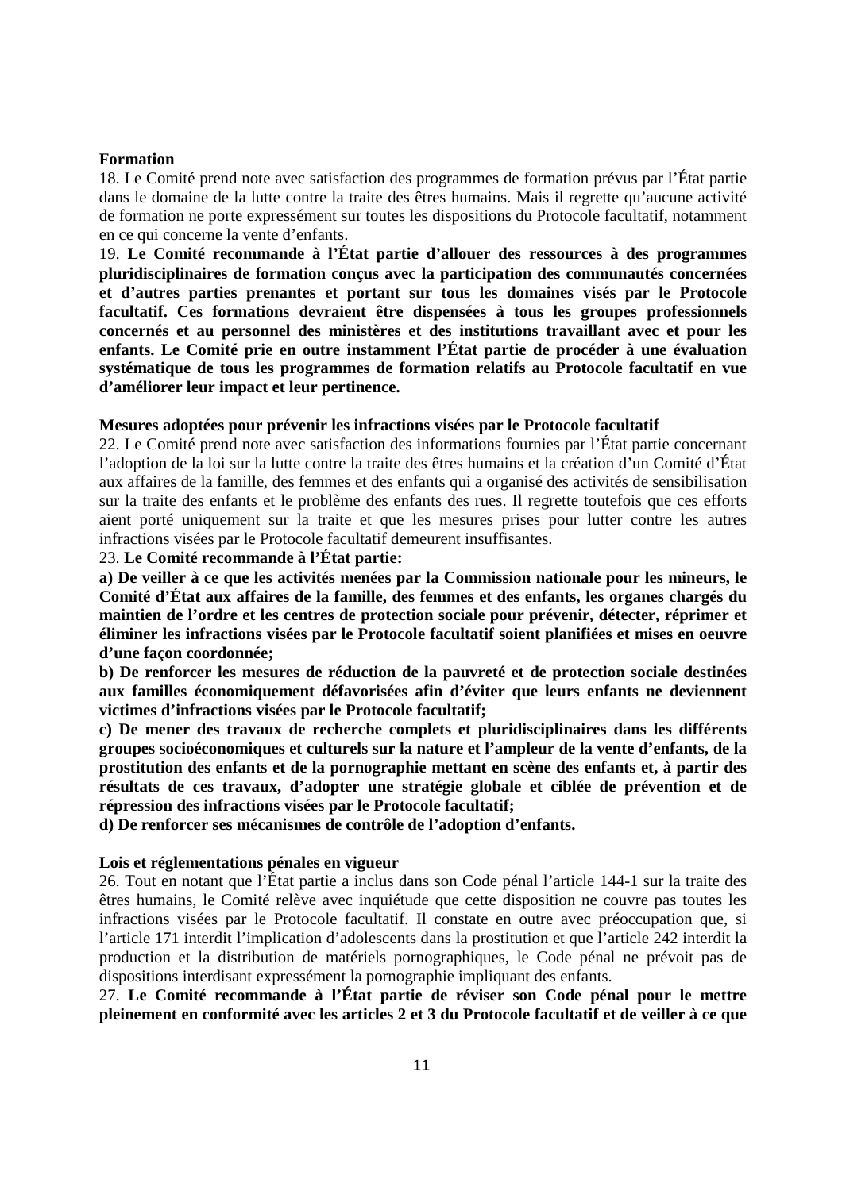**Formation**

18. Le Comité prend note avec satisfaction des programmes de formation prévus par l'État partie dans le domaine de la lutte contre la traite des êtres humains. Mais il regrette qu'aucune activité de formation ne porte expressément sur toutes les dispositions du Protocole facultatif, notamment en ce qui concerne la vente d'enfants.

19. **Le Comité recommande à l'État partie d'allouer des ressources à des programmes pluridisciplinaires de formation conçus avec la participation des communautés concernées et d'autres parties prenantes et portant sur tous les domaines visés par le Protocole facultatif. Ces formations devraient être dispensées à tous les groupes professionnels concernés et au personnel des ministères et des institutions travaillant avec et pour les enfants. Le Comité prie en outre instamment l'État partie de procéder à une évaluation systématique de tous les programmes de formation relatifs au Protocole facultatif en vue d'améliorer leur impact et leur pertinence.**

**Mesures adoptées pour prévenir les infractions visées par le Protocole facultatif**

22. Le Comité prend note avec satisfaction des informations fournies par l'État partie concernant l'adoption de la loi sur la lutte contre la traite des êtres humains et la création d'un Comité d'État aux affaires de la famille, des femmes et des enfants qui a organisé des activités de sensibilisation sur la traite des enfants et le problème des enfants des rues. Il regrette toutefois que ces efforts aient porté uniquement sur la traite et que les mesures prises pour lutter contre les autres infractions visées par le Protocole facultatif demeurent insuffisantes.

23. **Le Comité recommande à l'État partie:**

**a) De veiller à ce que les activités menées par la Commission nationale pour les mineurs, le Comité d'État aux affaires de la famille, des femmes et des enfants, les organes chargés du maintien de l'ordre et les centres de protection sociale pour prévenir, détecter, réprimer et éliminer les infractions visées par le Protocole facultatif soient planifiées et mises en oeuvre d'une façon coordonnée;**

**b) De renforcer les mesures de réduction de la pauvreté et de protection sociale destinées aux familles économiquement défavorisées afin d'éviter que leurs enfants ne deviennent victimes d'infractions visées par le Protocole facultatif;**

**c) De mener des travaux de recherche complets et pluridisciplinaires dans les différents groupes socioéconomiques et culturels sur la nature et l'ampleur de la vente d'enfants, de la prostitution des enfants et de la pornographie mettant en scène des enfants et, à partir des résultats de ces travaux, d'adopter une stratégie globale et ciblée de prévention et de répression des infractions visées par le Protocole facultatif;**

**d) De renforcer ses mécanismes de contrôle de l'adoption d'enfants.**

**Lois et réglementations pénales en vigueur**

26. Tout en notant que l'État partie a inclus dans son Code pénal l'article 144-1 sur la traite des êtres humains, le Comité relève avec inquiétude que cette disposition ne couvre pas toutes les infractions visées par le Protocole facultatif. Il constate en outre avec préoccupation que, si l'article 171 interdit l'implication d'adolescents dans la prostitution et que l'article 242 interdit la production et la distribution de matériels pornographiques, le Code pénal ne prévoit pas de dispositions interdisant expressément la pornographie impliquant des enfants.

27. **Le Comité recommande à l'État partie de réviser son Code pénal pour le mettre pleinement en conformité avec les articles 2 et 3 du Protocole facultatif et de veiller à ce que**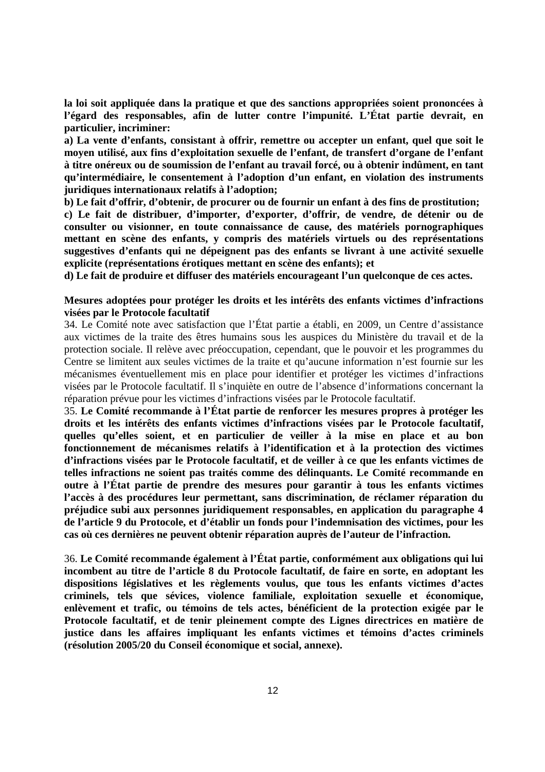**la loi soit appliquée dans la pratique et que des sanctions appropriées soient prononcées à l'égard des responsables, afin de lutter contre l'impunité. L'État partie devrait, en particulier, incriminer:**

**a) La vente d'enfants, consistant à offrir, remettre ou accepter un enfant, quel que soit le moyen utilisé, aux fins d'exploitation sexuelle de l'enfant, de transfert d'organe de l'enfant à titre onéreux ou de soumission de l'enfant au travail forcé, ou à obtenir indûment, en tant qu'intermédiaire, le consentement à l'adoption d'un enfant, en violation des instruments juridiques internationaux relatifs à l'adoption;**

**b) Le fait d'offrir, d'obtenir, de procurer ou de fournir un enfant à des fins de prostitution;**

**c) Le fait de distribuer, d'importer, d'exporter, d'offrir, de vendre, de détenir ou de consulter ou visionner, en toute connaissance de cause, des matériels pornographiques mettant en scène des enfants, y compris des matériels virtuels ou des représentations suggestives d'enfants qui ne dépeignent pas des enfants se livrant à une activité sexuelle explicite (représentations érotiques mettant en scène des enfants); et**

**d) Le fait de produire et diffuser des matériels encourageant l'un quelconque de ces actes.**

**Mesures adoptées pour protéger les droits et les intérêts des enfants victimes d'infractions visées par le Protocole facultatif**

34. Le Comité note avec satisfaction que l'État partie a établi, en 2009, un Centre d'assistance aux victimes de la traite des êtres humains sous les auspices du Ministère du travail et de la protection sociale. Il relève avec préoccupation, cependant, que le pouvoir et les programmes du Centre se limitent aux seules victimes de la traite et qu'aucune information n'est fournie sur les mécanismes éventuellement mis en place pour identifier et protéger les victimes d'infractions visées par le Protocole facultatif. Il s'inquiète en outre de l'absence d'informations concernant la réparation prévue pour les victimes d'infractions visées par le Protocole facultatif.

35. **Le Comité recommande à l'État partie de renforcer les mesures propres à protéger les droits et les intérêts des enfants victimes d'infractions visées par le Protocole facultatif, quelles qu'elles soient, et en particulier de veiller à la mise en place et au bon fonctionnement de mécanismes relatifs à l'identification et à la protection des victimes d'infractions visées par le Protocole facultatif, et de veiller à ce que les enfants victimes de telles infractions ne soient pas traités comme des délinquants. Le Comité recommande en outre à l'État partie de prendre des mesures pour garantir à tous les enfants victimes l'accès à des procédures leur permettant, sans discrimination, de réclamer réparation du préjudice subi aux personnes juridiquement responsables, en application du paragraphe 4 de l'article 9 du Protocole, et d'établir un fonds pour l'indemnisation des victimes, pour les cas où ces dernières ne peuvent obtenir réparation auprès de l'auteur de l'infraction.**

36. **Le Comité recommande également à l'État partie, conformément aux obligations qui lui incombent au titre de l'article 8 du Protocole facultatif, de faire en sorte, en adoptant les dispositions législatives et les règlements voulus, que tous les enfants victimes d'actes criminels, tels que sévices, violence familiale, exploitation sexuelle et économique, enlèvement et trafic, ou témoins de tels actes, bénéficient de la protection exigée par le Protocole facultatif, et de tenir pleinement compte des Lignes directrices en matière de justice dans les affaires impliquant les enfants victimes et témoins d'actes criminels (résolution 2005/20 du Conseil économique et social, annexe).**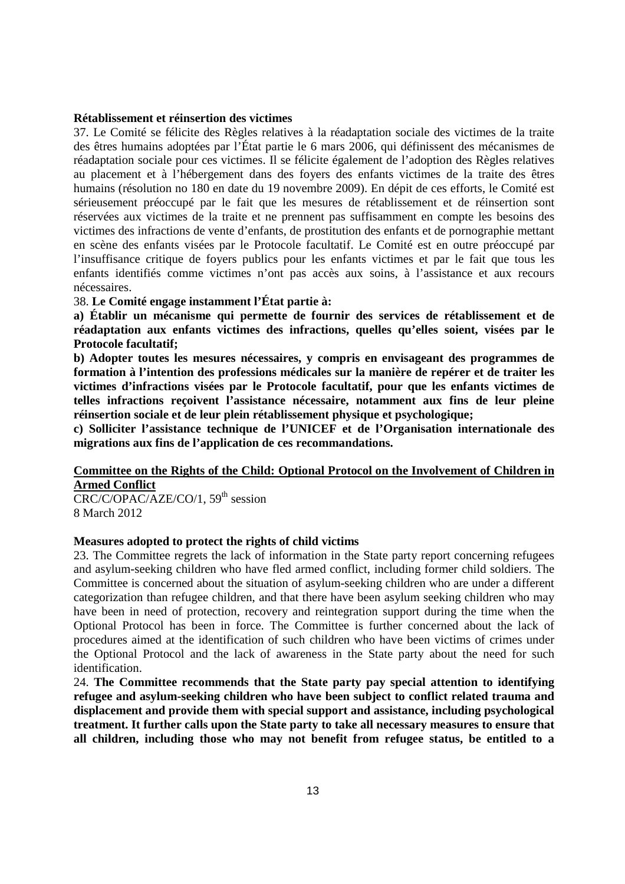**Rétablissement et réinsertion des victimes**

37. Le Comité se félicite des Règles relatives à la réadaptation sociale des victimes de la traite des êtres humains adoptées par l'État partie le 6 mars 2006, qui définissent des mécanismes de réadaptation sociale pour ces victimes. Il se félicite également de l'adoption des Règles relatives au placement et à l'hébergement dans des foyers des enfants victimes de la traite des êtres humains (résolution no 180 en date du 19 novembre 2009). En dépit de ces efforts, le Comité est sérieusement préoccupé par le fait que les mesures de rétablissement et de réinsertion sont réservées aux victimes de la traite et ne prennent pas suffisamment en compte les besoins des victimes des infractions de vente d'enfants, de prostitution des enfants et de pornographie mettant en scène des enfants visées par le Protocole facultatif. Le Comité est en outre préoccupé par l'insuffisance critique de foyers publics pour les enfants victimes et par le fait que tous les enfants identifiés comme victimes n'ont pas accès aux soins, à l'assistance et aux recours nécessaires.

38. **Le Comité engage instamment l'État partie à:**

**a) Établir un mécanisme qui permette de fournir des services de rétablissement et de réadaptation aux enfants victimes des infractions, quelles qu'elles soient, visées par le Protocole facultatif;**

**b) Adopter toutes les mesures nécessaires, y compris en envisageant des programmes de formation à l'intention des professions médicales sur la manière de repérer et de traiter les victimes d'infractions visées par le Protocole facultatif, pour que les enfants victimes de telles infractions reçoivent l'assistance nécessaire, notamment aux fins de leur pleine réinsertion sociale et de leur plein rétablissement physique et psychologique;**

**c) Solliciter l'assistance technique de l'UNICEF et de l'Organisation internationale des migrations aux fins de l'application de ces recommandations.**

## Committee on the Rights of the Child: Optional Protocol on the Involvement of Children in Armed Conflict

CRC/C/OPAC/AZE/CO/1, 59th session
8 March 2012

**Measures adopted to protect the rights of child victims**

23. The Committee regrets the lack of information in the State party report concerning refugees and asylum-seeking children who have fled armed conflict, including former child soldiers. The Committee is concerned about the situation of asylum-seeking children who are under a different categorization than refugee children, and that there have been asylum seeking children who may have been in need of protection, recovery and reintegration support during the time when the Optional Protocol has been in force. The Committee is further concerned about the lack of procedures aimed at the identification of such children who have been victims of crimes under the Optional Protocol and the lack of awareness in the State party about the need for such identification.

24. **The Committee recommends that the State party pay special attention to identifying refugee and asylum-seeking children who have been subject to conflict related trauma and displacement and provide them with special support and assistance, including psychological treatment. It further calls upon the State party to take all necessary measures to ensure that all children, including those who may not benefit from refugee status, be entitled to a**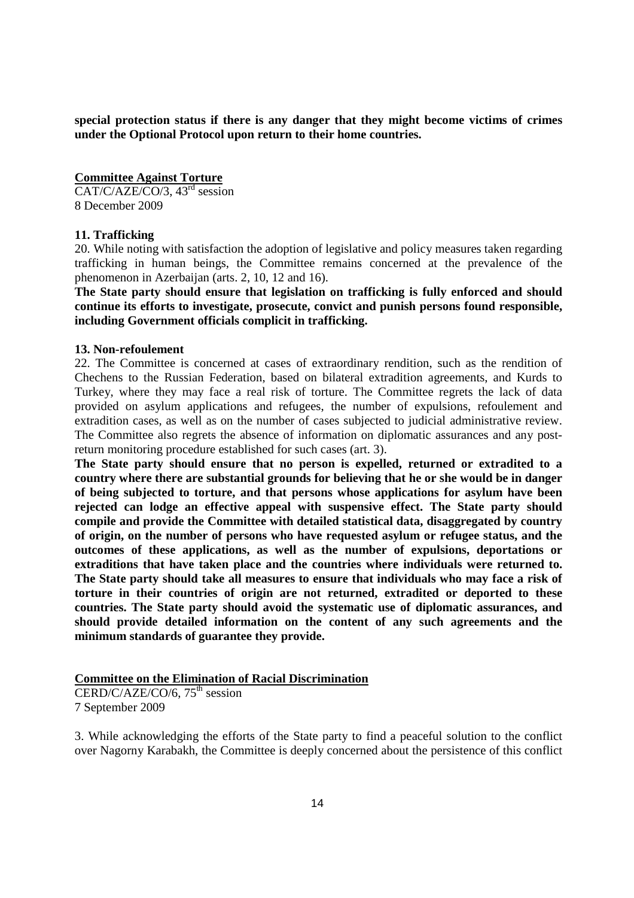**special protection status if there is any danger that they might become victims of crimes under the Optional Protocol upon return to their home countries.**

**Committee Against Torture**

CAT/C/AZE/CO/3, 43rd session
8 December 2009

**11. Trafficking**

20. While noting with satisfaction the adoption of legislative and policy measures taken regarding trafficking in human beings, the Committee remains concerned at the prevalence of the phenomenon in Azerbaijan (arts. 2, 10, 12 and 16).

**The State party should ensure that legislation on trafficking is fully enforced and should continue its efforts to investigate, prosecute, convict and punish persons found responsible, including Government officials complicit in trafficking.**

**13. Non-refoulement**

22. The Committee is concerned at cases of extraordinary rendition, such as the rendition of Chechens to the Russian Federation, based on bilateral extradition agreements, and Kurds to Turkey, where they may face a real risk of torture. The Committee regrets the lack of data provided on asylum applications and refugees, the number of expulsions, refoulement and extradition cases, as well as on the number of cases subjected to judicial administrative review. The Committee also regrets the absence of information on diplomatic assurances and any post-return monitoring procedure established for such cases (art. 3).

**The State party should ensure that no person is expelled, returned or extradited to a country where there are substantial grounds for believing that he or she would be in danger of being subjected to torture, and that persons whose applications for asylum have been rejected can lodge an effective appeal with suspensive effect. The State party should compile and provide the Committee with detailed statistical data, disaggregated by country of origin, on the number of persons who have requested asylum or refugee status, and the outcomes of these applications, as well as the number of expulsions, deportations or extraditions that have taken place and the countries where individuals were returned to. The State party should take all measures to ensure that individuals who may face a risk of torture in their countries of origin are not returned, extradited or deported to these countries. The State party should avoid the systematic use of diplomatic assurances, and should provide detailed information on the content of any such agreements and the minimum standards of guarantee they provide.**

**Committee on the Elimination of Racial Discrimination**

CERD/C/AZE/CO/6, 75th session
7 September 2009

3. While acknowledging the efforts of the State party to find a peaceful solution to the conflict over Nagorny Karabakh, the Committee is deeply concerned about the persistence of this conflict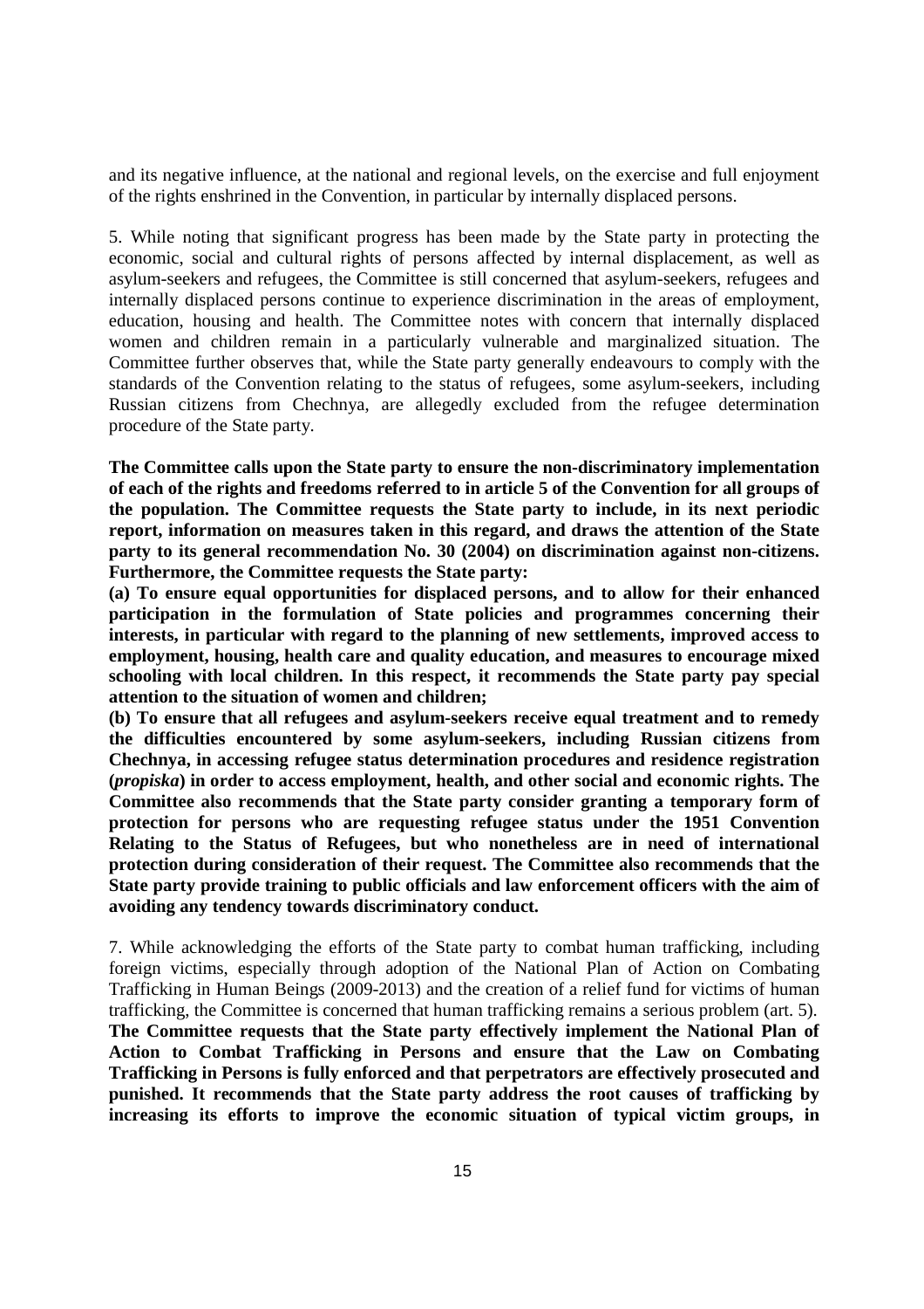and its negative influence, at the national and regional levels, on the exercise and full enjoyment of the rights enshrined in the Convention, in particular by internally displaced persons.

5. While noting that significant progress has been made by the State party in protecting the economic, social and cultural rights of persons affected by internal displacement, as well as asylum-seekers and refugees, the Committee is still concerned that asylum-seekers, refugees and internally displaced persons continue to experience discrimination in the areas of employment, education, housing and health. The Committee notes with concern that internally displaced women and children remain in a particularly vulnerable and marginalized situation. The Committee further observes that, while the State party generally endeavours to comply with the standards of the Convention relating to the status of refugees, some asylum-seekers, including Russian citizens from Chechnya, are allegedly excluded from the refugee determination procedure of the State party.

**The Committee calls upon the State party to ensure the non-discriminatory implementation of each of the rights and freedoms referred to in article 5 of the Convention for all groups of the population. The Committee requests the State party to include, in its next periodic report, information on measures taken in this regard, and draws the attention of the State party to its general recommendation No. 30 (2004) on discrimination against non-citizens. Furthermore, the Committee requests the State party:**

**(a) To ensure equal opportunities for displaced persons, and to allow for their enhanced participation in the formulation of State policies and programmes concerning their interests, in particular with regard to the planning of new settlements, improved access to employment, housing, health care and quality education, and measures to encourage mixed schooling with local children. In this respect, it recommends the State party pay special attention to the situation of women and children;**

**(b) To ensure that all refugees and asylum-seekers receive equal treatment and to remedy the difficulties encountered by some asylum-seekers, including Russian citizens from Chechnya, in accessing refugee status determination procedures and residence registration (*propiska*) in order to access employment, health, and other social and economic rights. The Committee also recommends that the State party consider granting a temporary form of protection for persons who are requesting refugee status under the 1951 Convention Relating to the Status of Refugees, but who nonetheless are in need of international protection during consideration of their request. The Committee also recommends that the State party provide training to public officials and law enforcement officers with the aim of avoiding any tendency towards discriminatory conduct.**

7. While acknowledging the efforts of the State party to combat human trafficking, including foreign victims, especially through adoption of the National Plan of Action on Combating Trafficking in Human Beings (2009-2013) and the creation of a relief fund for victims of human trafficking, the Committee is concerned that human trafficking remains a serious problem (art. 5). **The Committee requests that the State party effectively implement the National Plan of Action to Combat Trafficking in Persons and ensure that the Law on Combating Trafficking in Persons is fully enforced and that perpetrators are effectively prosecuted and punished. It recommends that the State party address the root causes of trafficking by increasing its efforts to improve the economic situation of typical victim groups, in**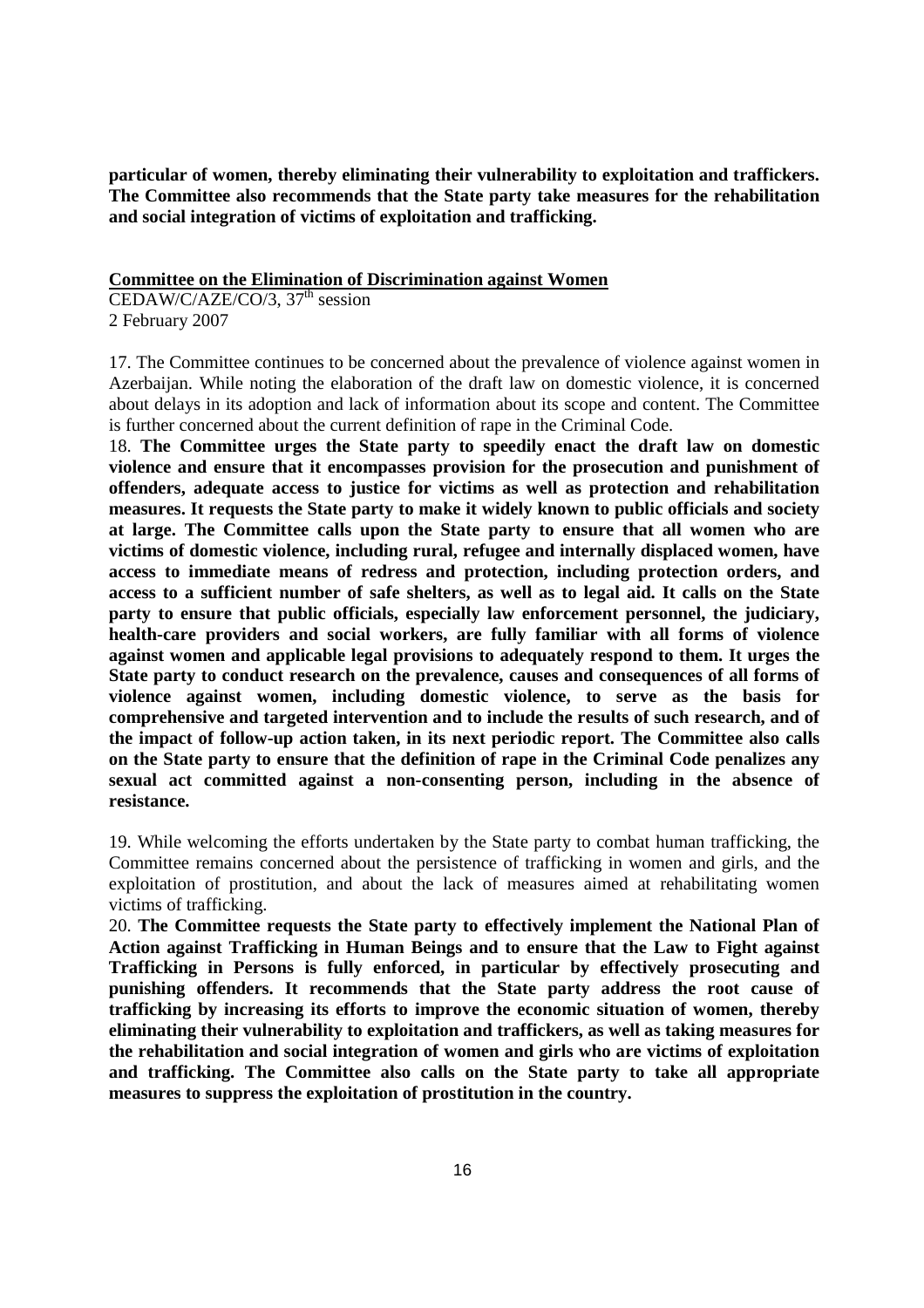**particular of women, thereby eliminating their vulnerability to exploitation and traffickers. The Committee also recommends that the State party take measures for the rehabilitation and social integration of victims of exploitation and trafficking.**

**Committee on the Elimination of Discrimination against Women**
CEDAW/C/AZE/CO/3, 37th session
2 February 2007

17. The Committee continues to be concerned about the prevalence of violence against women in Azerbaijan. While noting the elaboration of the draft law on domestic violence, it is concerned about delays in its adoption and lack of information about its scope and content. The Committee is further concerned about the current definition of rape in the Criminal Code.

18. **The Committee urges the State party to speedily enact the draft law on domestic violence and ensure that it encompasses provision for the prosecution and punishment of offenders, adequate access to justice for victims as well as protection and rehabilitation measures. It requests the State party to make it widely known to public officials and society at large. The Committee calls upon the State party to ensure that all women who are victims of domestic violence, including rural, refugee and internally displaced women, have access to immediate means of redress and protection, including protection orders, and access to a sufficient number of safe shelters, as well as to legal aid. It calls on the State party to ensure that public officials, especially law enforcement personnel, the judiciary, health-care providers and social workers, are fully familiar with all forms of violence against women and applicable legal provisions to adequately respond to them. It urges the State party to conduct research on the prevalence, causes and consequences of all forms of violence against women, including domestic violence, to serve as the basis for comprehensive and targeted intervention and to include the results of such research, and of the impact of follow-up action taken, in its next periodic report. The Committee also calls on the State party to ensure that the definition of rape in the Criminal Code penalizes any sexual act committed against a non-consenting person, including in the absence of resistance.**

19. While welcoming the efforts undertaken by the State party to combat human trafficking, the Committee remains concerned about the persistence of trafficking in women and girls, and the exploitation of prostitution, and about the lack of measures aimed at rehabilitating women victims of trafficking.

20. **The Committee requests the State party to effectively implement the National Plan of Action against Trafficking in Human Beings and to ensure that the Law to Fight against Trafficking in Persons is fully enforced, in particular by effectively prosecuting and punishing offenders. It recommends that the State party address the root cause of trafficking by increasing its efforts to improve the economic situation of women, thereby eliminating their vulnerability to exploitation and traffickers, as well as taking measures for the rehabilitation and social integration of women and girls who are victims of exploitation and trafficking. The Committee also calls on the State party to take all appropriate measures to suppress the exploitation of prostitution in the country.**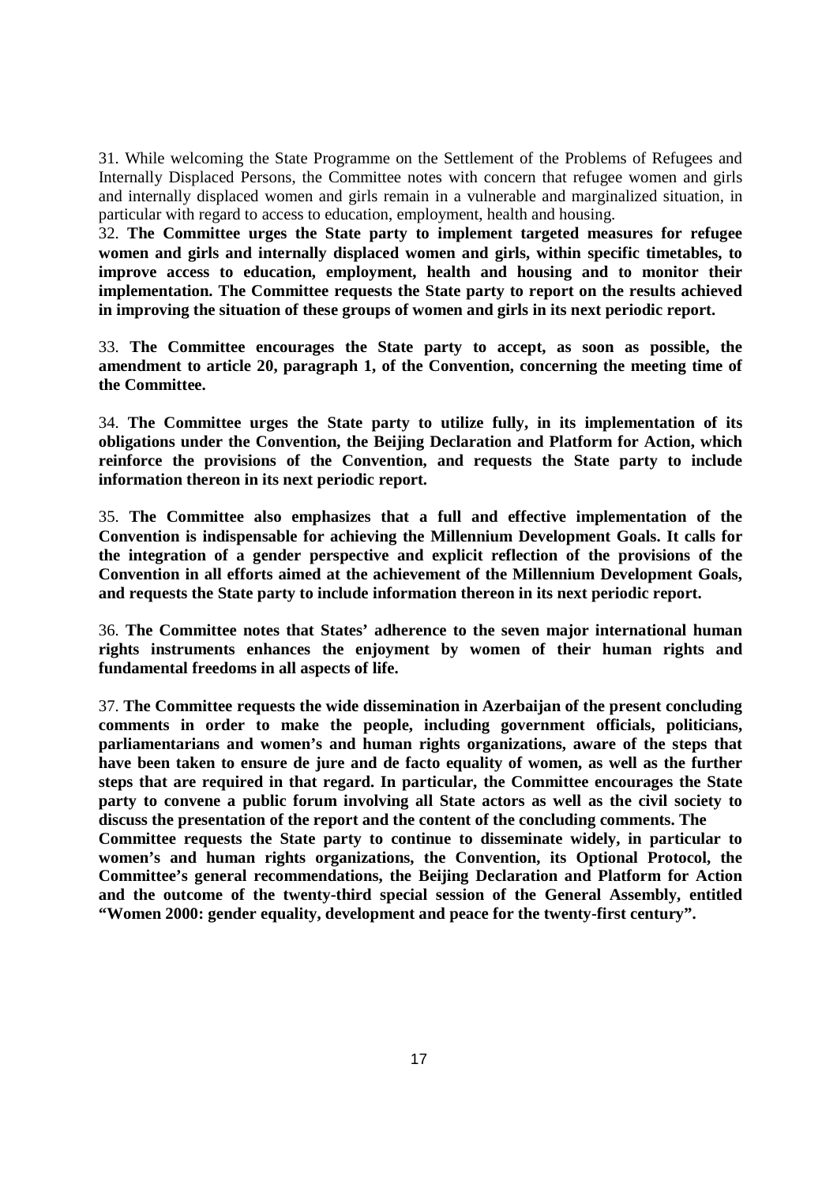31. While welcoming the State Programme on the Settlement of the Problems of Refugees and Internally Displaced Persons, the Committee notes with concern that refugee women and girls and internally displaced women and girls remain in a vulnerable and marginalized situation, in particular with regard to access to education, employment, health and housing.

32. **The Committee urges the State party to implement targeted measures for refugee women and girls and internally displaced women and girls, within specific timetables, to improve access to education, employment, health and housing and to monitor their implementation. The Committee requests the State party to report on the results achieved in improving the situation of these groups of women and girls in its next periodic report.**

33. **The Committee encourages the State party to accept, as soon as possible, the amendment to article 20, paragraph 1, of the Convention, concerning the meeting time of the Committee.**

34. **The Committee urges the State party to utilize fully, in its implementation of its obligations under the Convention, the Beijing Declaration and Platform for Action, which reinforce the provisions of the Convention, and requests the State party to include information thereon in its next periodic report.**

35. **The Committee also emphasizes that a full and effective implementation of the Convention is indispensable for achieving the Millennium Development Goals. It calls for the integration of a gender perspective and explicit reflection of the provisions of the Convention in all efforts aimed at the achievement of the Millennium Development Goals, and requests the State party to include information thereon in its next periodic report.**

36. **The Committee notes that States' adherence to the seven major international human rights instruments enhances the enjoyment by women of their human rights and fundamental freedoms in all aspects of life.**

37. **The Committee requests the wide dissemination in Azerbaijan of the present concluding comments in order to make the people, including government officials, politicians, parliamentarians and women's and human rights organizations, aware of the steps that have been taken to ensure de jure and de facto equality of women, as well as the further steps that are required in that regard. In particular, the Committee encourages the State party to convene a public forum involving all State actors as well as the civil society to discuss the presentation of the report and the content of the concluding comments. The Committee requests the State party to continue to disseminate widely, in particular to women's and human rights organizations, the Convention, its Optional Protocol, the Committee's general recommendations, the Beijing Declaration and Platform for Action and the outcome of the twenty-third special session of the General Assembly, entitled "Women 2000: gender equality, development and peace for the twenty-first century".**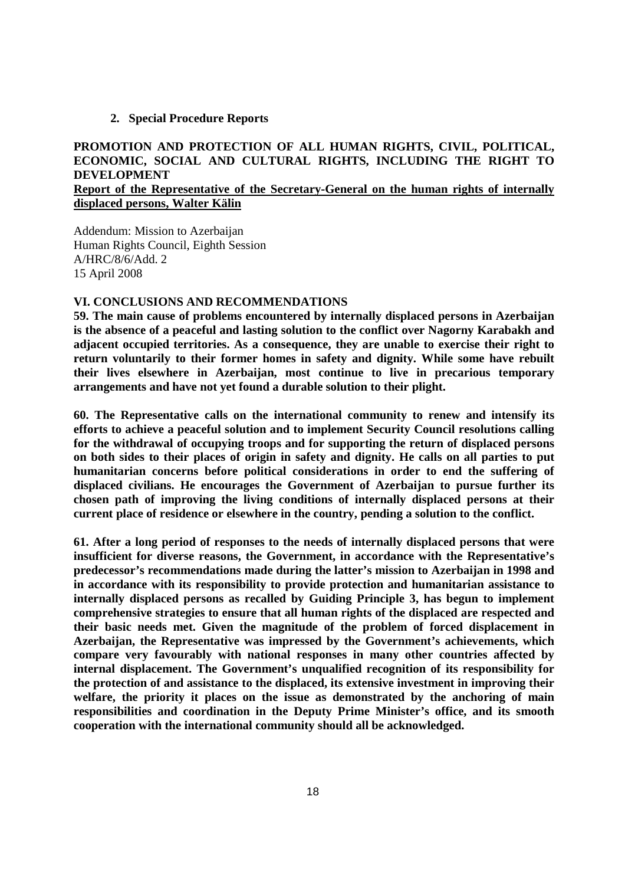### 2. Special Procedure Reports

**PROMOTION AND PROTECTION OF ALL HUMAN RIGHTS, CIVIL, POLITICAL, ECONOMIC, SOCIAL AND CULTURAL RIGHTS, INCLUDING THE RIGHT TO DEVELOPMENT**

**Report of the Representative of the Secretary-General on the human rights of internally displaced persons, Walter Kälin**

Addendum: Mission to Azerbaijan
Human Rights Council, Eighth Session
A/HRC/8/6/Add. 2
15 April 2008

**VI. CONCLUSIONS AND RECOMMENDATIONS**

**59. The main cause of problems encountered by internally displaced persons in Azerbaijan is the absence of a peaceful and lasting solution to the conflict over Nagorny Karabakh and adjacent occupied territories. As a consequence, they are unable to exercise their right to return voluntarily to their former homes in safety and dignity. While some have rebuilt their lives elsewhere in Azerbaijan, most continue to live in precarious temporary arrangements and have not yet found a durable solution to their plight.**

**60. The Representative calls on the international community to renew and intensify its efforts to achieve a peaceful solution and to implement Security Council resolutions calling for the withdrawal of occupying troops and for supporting the return of displaced persons on both sides to their places of origin in safety and dignity. He calls on all parties to put humanitarian concerns before political considerations in order to end the suffering of displaced civilians. He encourages the Government of Azerbaijan to pursue further its chosen path of improving the living conditions of internally displaced persons at their current place of residence or elsewhere in the country, pending a solution to the conflict.**

**61. After a long period of responses to the needs of internally displaced persons that were insufficient for diverse reasons, the Government, in accordance with the Representative's predecessor's recommendations made during the latter's mission to Azerbaijan in 1998 and in accordance with its responsibility to provide protection and humanitarian assistance to internally displaced persons as recalled by Guiding Principle 3, has begun to implement comprehensive strategies to ensure that all human rights of the displaced are respected and their basic needs met. Given the magnitude of the problem of forced displacement in Azerbaijan, the Representative was impressed by the Government's achievements, which compare very favourably with national responses in many other countries affected by internal displacement. The Government's unqualified recognition of its responsibility for the protection of and assistance to the displaced, its extensive investment in improving their welfare, the priority it places on the issue as demonstrated by the anchoring of main responsibilities and coordination in the Deputy Prime Minister's office, and its smooth cooperation with the international community should all be acknowledged.**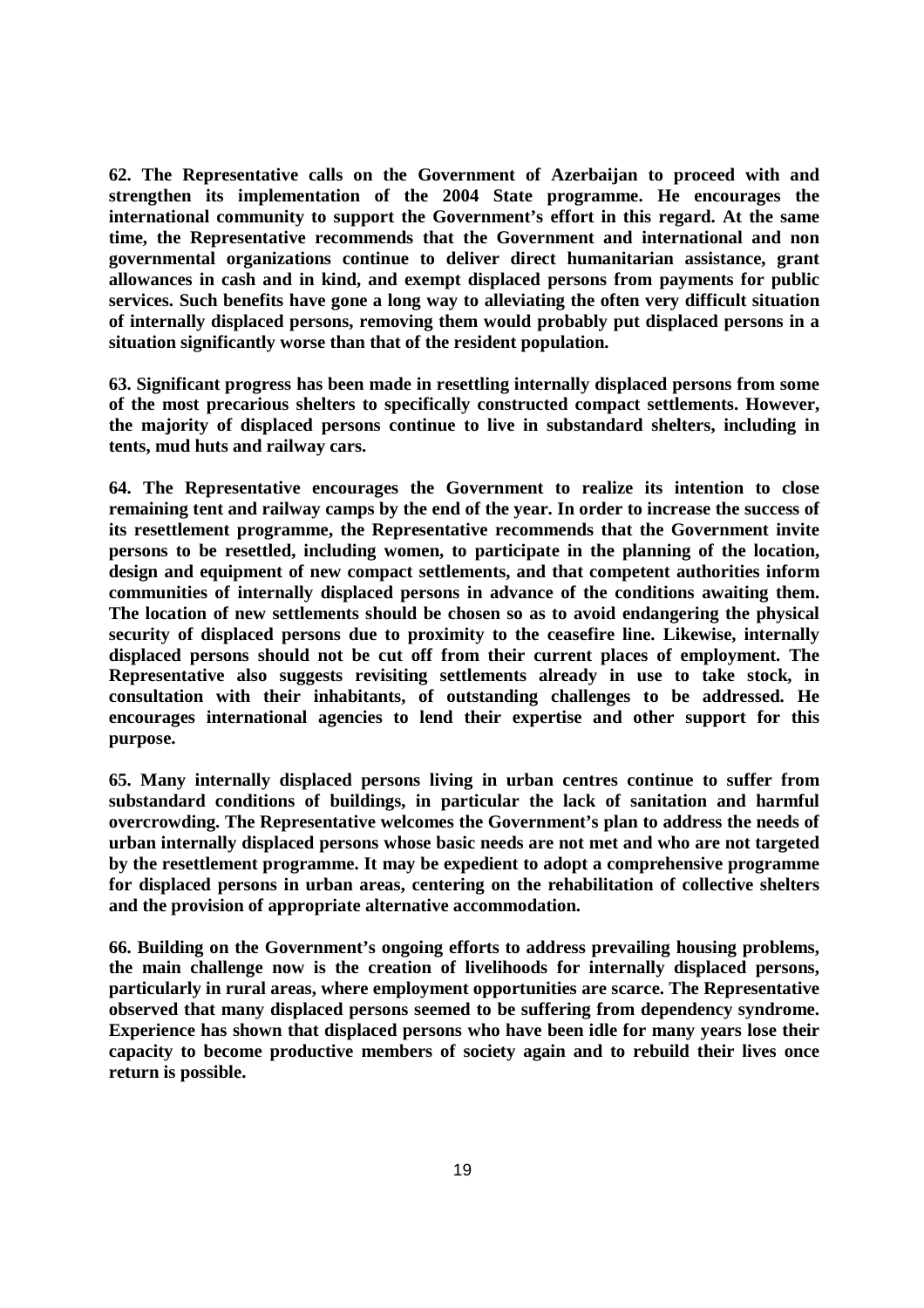**62. The Representative calls on the Government of Azerbaijan to proceed with and strengthen its implementation of the 2004 State programme. He encourages the international community to support the Government's effort in this regard. At the same time, the Representative recommends that the Government and international and non governmental organizations continue to deliver direct humanitarian assistance, grant allowances in cash and in kind, and exempt displaced persons from payments for public services. Such benefits have gone a long way to alleviating the often very difficult situation of internally displaced persons, removing them would probably put displaced persons in a situation significantly worse than that of the resident population.**

**63. Significant progress has been made in resettling internally displaced persons from some of the most precarious shelters to specifically constructed compact settlements. However, the majority of displaced persons continue to live in substandard shelters, including in tents, mud huts and railway cars.**

**64. The Representative encourages the Government to realize its intention to close remaining tent and railway camps by the end of the year. In order to increase the success of its resettlement programme, the Representative recommends that the Government invite persons to be resettled, including women, to participate in the planning of the location, design and equipment of new compact settlements, and that competent authorities inform communities of internally displaced persons in advance of the conditions awaiting them. The location of new settlements should be chosen so as to avoid endangering the physical security of displaced persons due to proximity to the ceasefire line. Likewise, internally displaced persons should not be cut off from their current places of employment. The Representative also suggests revisiting settlements already in use to take stock, in consultation with their inhabitants, of outstanding challenges to be addressed. He encourages international agencies to lend their expertise and other support for this purpose.**

**65. Many internally displaced persons living in urban centres continue to suffer from substandard conditions of buildings, in particular the lack of sanitation and harmful overcrowding. The Representative welcomes the Government's plan to address the needs of urban internally displaced persons whose basic needs are not met and who are not targeted by the resettlement programme. It may be expedient to adopt a comprehensive programme for displaced persons in urban areas, centering on the rehabilitation of collective shelters and the provision of appropriate alternative accommodation.**

**66. Building on the Government's ongoing efforts to address prevailing housing problems, the main challenge now is the creation of livelihoods for internally displaced persons, particularly in rural areas, where employment opportunities are scarce. The Representative observed that many displaced persons seemed to be suffering from dependency syndrome. Experience has shown that displaced persons who have been idle for many years lose their capacity to become productive members of society again and to rebuild their lives once return is possible.**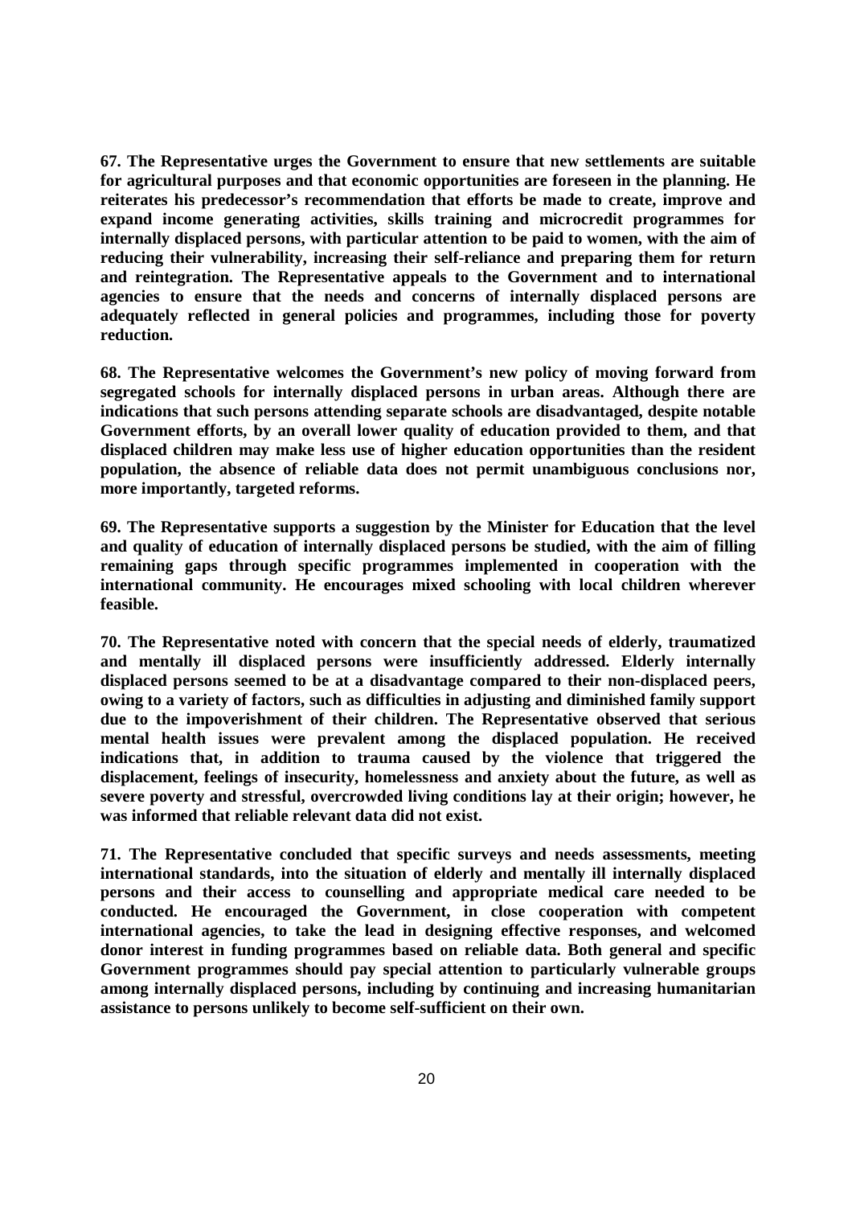**67. The Representative urges the Government to ensure that new settlements are suitable for agricultural purposes and that economic opportunities are foreseen in the planning. He reiterates his predecessor's recommendation that efforts be made to create, improve and expand income generating activities, skills training and microcredit programmes for internally displaced persons, with particular attention to be paid to women, with the aim of reducing their vulnerability, increasing their self-reliance and preparing them for return and reintegration. The Representative appeals to the Government and to international agencies to ensure that the needs and concerns of internally displaced persons are adequately reflected in general policies and programmes, including those for poverty reduction.**

**68. The Representative welcomes the Government's new policy of moving forward from segregated schools for internally displaced persons in urban areas. Although there are indications that such persons attending separate schools are disadvantaged, despite notable Government efforts, by an overall lower quality of education provided to them, and that displaced children may make less use of higher education opportunities than the resident population, the absence of reliable data does not permit unambiguous conclusions nor, more importantly, targeted reforms.**

**69. The Representative supports a suggestion by the Minister for Education that the level and quality of education of internally displaced persons be studied, with the aim of filling remaining gaps through specific programmes implemented in cooperation with the international community. He encourages mixed schooling with local children wherever feasible.**

**70. The Representative noted with concern that the special needs of elderly, traumatized and mentally ill displaced persons were insufficiently addressed. Elderly internally displaced persons seemed to be at a disadvantage compared to their non-displaced peers, owing to a variety of factors, such as difficulties in adjusting and diminished family support due to the impoverishment of their children. The Representative observed that serious mental health issues were prevalent among the displaced population. He received indications that, in addition to trauma caused by the violence that triggered the displacement, feelings of insecurity, homelessness and anxiety about the future, as well as severe poverty and stressful, overcrowded living conditions lay at their origin; however, he was informed that reliable relevant data did not exist.**

**71. The Representative concluded that specific surveys and needs assessments, meeting international standards, into the situation of elderly and mentally ill internally displaced persons and their access to counselling and appropriate medical care needed to be conducted. He encouraged the Government, in close cooperation with competent international agencies, to take the lead in designing effective responses, and welcomed donor interest in funding programmes based on reliable data. Both general and specific Government programmes should pay special attention to particularly vulnerable groups among internally displaced persons, including by continuing and increasing humanitarian assistance to persons unlikely to become self-sufficient on their own.**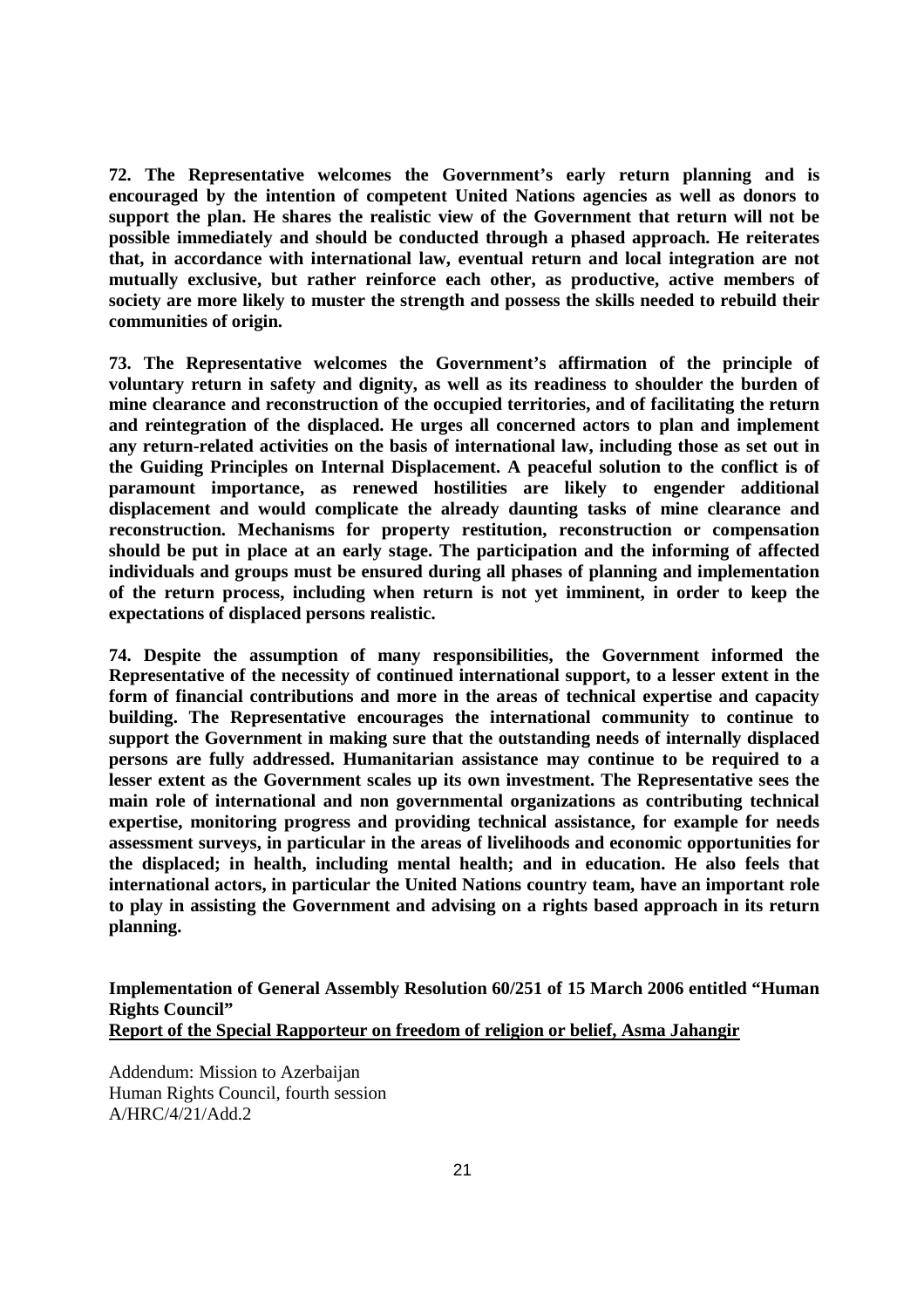**72. The Representative welcomes the Government's early return planning and is encouraged by the intention of competent United Nations agencies as well as donors to support the plan. He shares the realistic view of the Government that return will not be possible immediately and should be conducted through a phased approach. He reiterates that, in accordance with international law, eventual return and local integration are not mutually exclusive, but rather reinforce each other, as productive, active members of society are more likely to muster the strength and possess the skills needed to rebuild their communities of origin.**

**73. The Representative welcomes the Government's affirmation of the principle of voluntary return in safety and dignity, as well as its readiness to shoulder the burden of mine clearance and reconstruction of the occupied territories, and of facilitating the return and reintegration of the displaced. He urges all concerned actors to plan and implement any return-related activities on the basis of international law, including those as set out in the Guiding Principles on Internal Displacement. A peaceful solution to the conflict is of paramount importance, as renewed hostilities are likely to engender additional displacement and would complicate the already daunting tasks of mine clearance and reconstruction. Mechanisms for property restitution, reconstruction or compensation should be put in place at an early stage. The participation and the informing of affected individuals and groups must be ensured during all phases of planning and implementation of the return process, including when return is not yet imminent, in order to keep the expectations of displaced persons realistic.**

**74. Despite the assumption of many responsibilities, the Government informed the Representative of the necessity of continued international support, to a lesser extent in the form of financial contributions and more in the areas of technical expertise and capacity building. The Representative encourages the international community to continue to support the Government in making sure that the outstanding needs of internally displaced persons are fully addressed. Humanitarian assistance may continue to be required to a lesser extent as the Government scales up its own investment. The Representative sees the main role of international and non governmental organizations as contributing technical expertise, monitoring progress and providing technical assistance, for example for needs assessment surveys, in particular in the areas of livelihoods and economic opportunities for the displaced; in health, including mental health; and in education. He also feels that international actors, in particular the United Nations country team, have an important role to play in assisting the Government and advising on a rights based approach in its return planning.**

**Implementation of General Assembly Resolution 60/251 of 15 March 2006 entitled "Human Rights Council"**
**Report of the Special Rapporteur on freedom of religion or belief, Asma Jahangir**

Addendum: Mission to Azerbaijan
Human Rights Council, fourth session
A/HRC/4/21/Add.2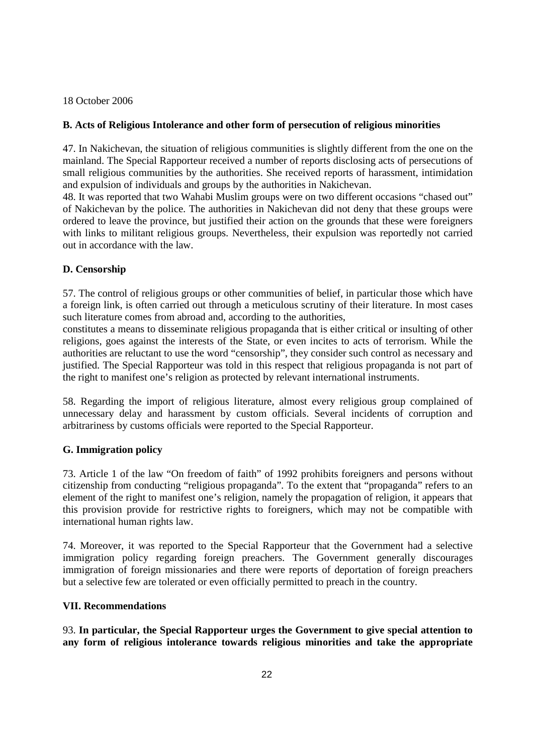18 October 2006

**B. Acts of Religious Intolerance and other form of persecution of religious minorities**

47. In Nakichevan, the situation of religious communities is slightly different from the one on the mainland. The Special Rapporteur received a number of reports disclosing acts of persecutions of small religious communities by the authorities. She received reports of harassment, intimidation and expulsion of individuals and groups by the authorities in Nakichevan.

48. It was reported that two Wahabi Muslim groups were on two different occasions "chased out" of Nakichevan by the police. The authorities in Nakichevan did not deny that these groups were ordered to leave the province, but justified their action on the grounds that these were foreigners with links to militant religious groups. Nevertheless, their expulsion was reportedly not carried out in accordance with the law.

**D. Censorship**

57. The control of religious groups or other communities of belief, in particular those which have a foreign link, is often carried out through a meticulous scrutiny of their literature. In most cases such literature comes from abroad and, according to the authorities, constitutes a means to disseminate religious propaganda that is either critical or insulting of other religions, goes against the interests of the State, or even incites to acts of terrorism. While the authorities are reluctant to use the word "censorship", they consider such control as necessary and justified. The Special Rapporteur was told in this respect that religious propaganda is not part of the right to manifest one's religion as protected by relevant international instruments.

58. Regarding the import of religious literature, almost every religious group complained of unnecessary delay and harassment by custom officials. Several incidents of corruption and arbitrariness by customs officials were reported to the Special Rapporteur.

**G. Immigration policy**

73. Article 1 of the law "On freedom of faith" of 1992 prohibits foreigners and persons without citizenship from conducting "religious propaganda". To the extent that "propaganda" refers to an element of the right to manifest one's religion, namely the propagation of religion, it appears that this provision provide for restrictive rights to foreigners, which may not be compatible with international human rights law.

74. Moreover, it was reported to the Special Rapporteur that the Government had a selective immigration policy regarding foreign preachers. The Government generally discourages immigration of foreign missionaries and there were reports of deportation of foreign preachers but a selective few are tolerated or even officially permitted to preach in the country.

**VII. Recommendations**

93. **In particular, the Special Rapporteur urges the Government to give special attention to any form of religious intolerance towards religious minorities and take the appropriate**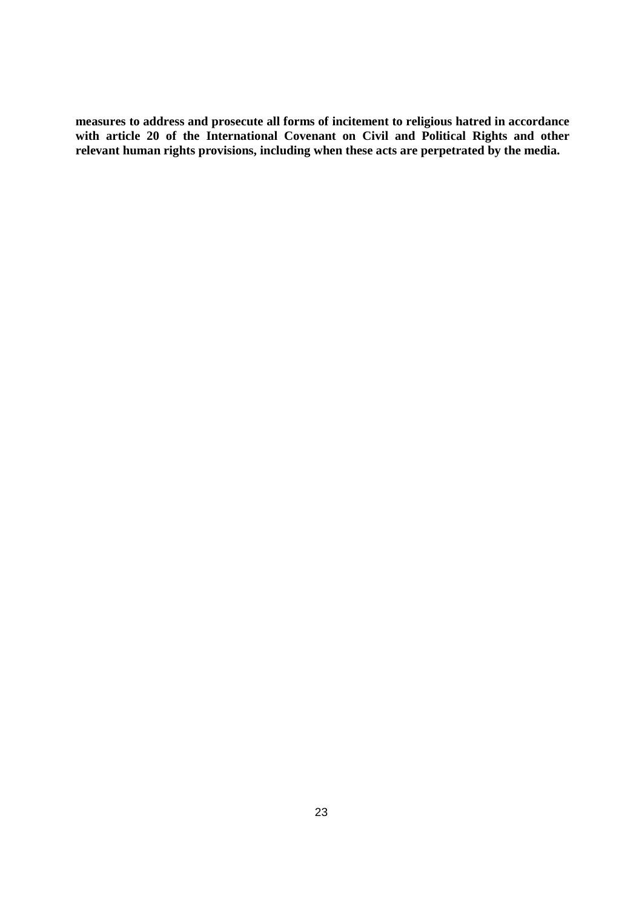**measures to address and prosecute all forms of incitement to religious hatred in accordance with article 20 of the International Covenant on Civil and Political Rights and other relevant human rights provisions, including when these acts are perpetrated by the media.**